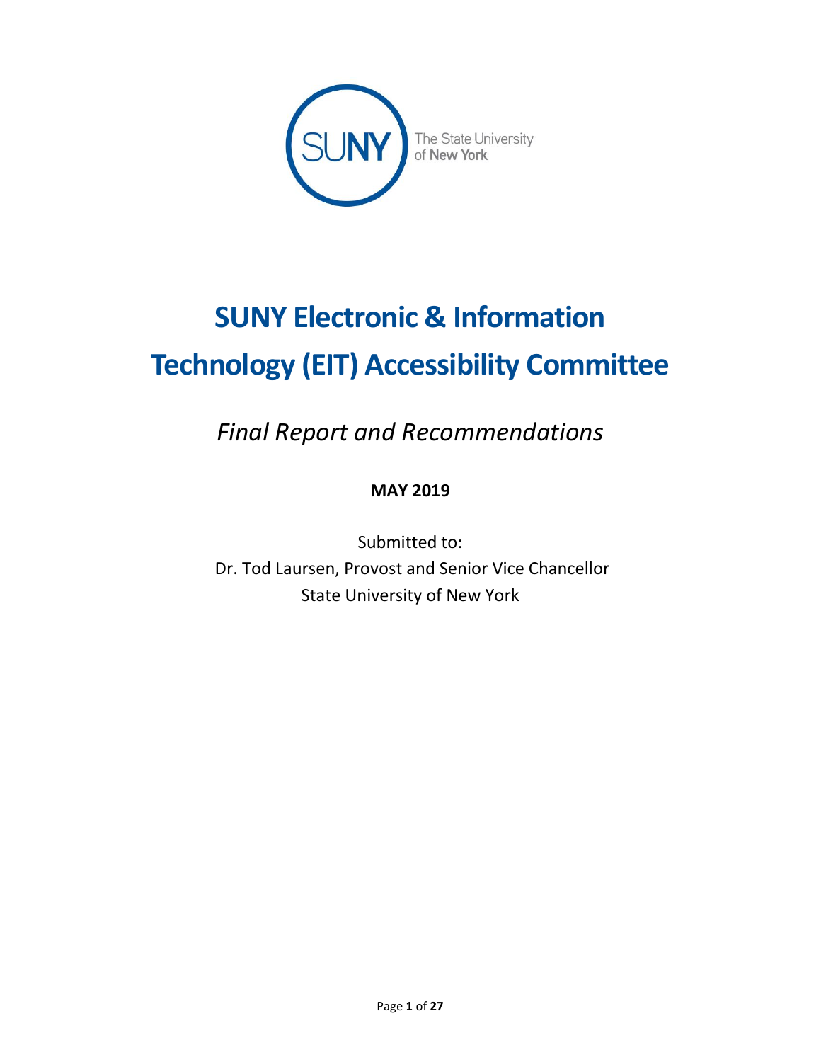SUNY The State University of New York

# SUNY Electronic & Information Technology (EIT) Accessibility Committee

*Final Report and Recommendations*

**MAY 2019**

Submitted to:
Dr. Tod Laursen, Provost and Senior Vice Chancellor
State University of New York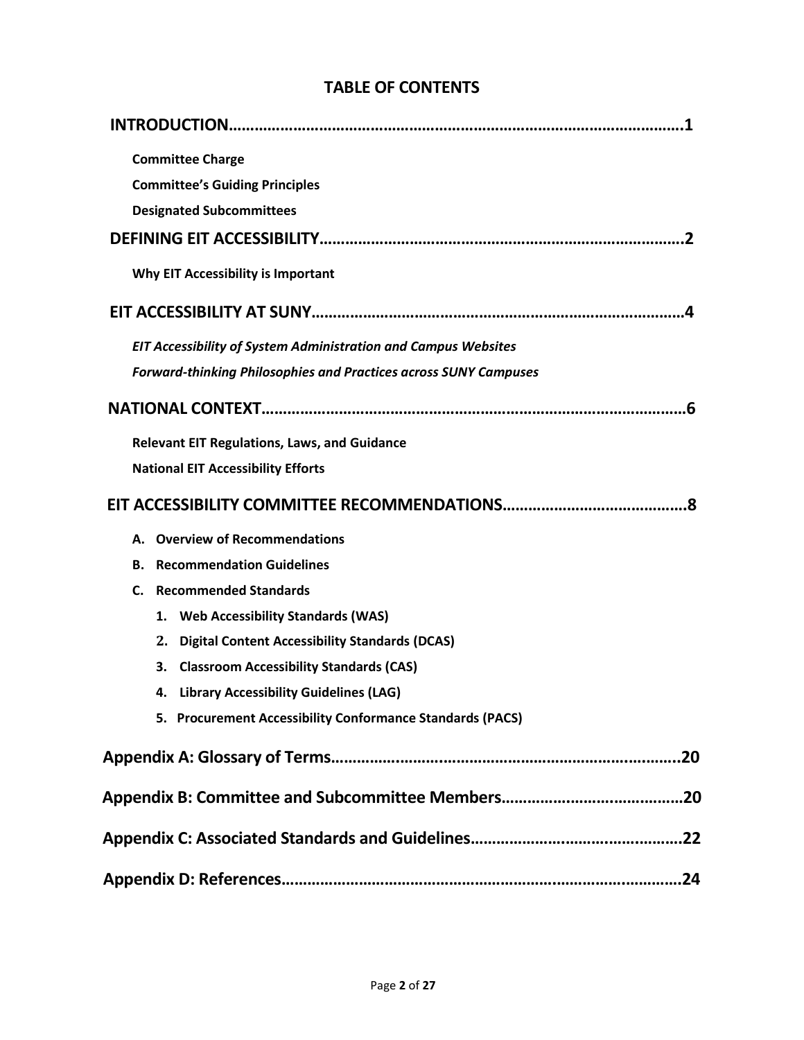# TABLE OF CONTENTS

**INTRODUCTION……………………………………………………………………………………1**

- **Committee Charge**
- **Committee's Guiding Principles**
- **Designated Subcommittees**

**DEFINING EIT ACCESSIBILITY…………………………………………………………………2**

- **Why EIT Accessibility is Important**

**EIT ACCESSIBILITY AT SUNY…………………………………………………………………4**

- ***EIT Accessibility of System Administration and Campus Websites***
- ***Forward-thinking Philosophies and Practices across SUNY Campuses***

**NATIONAL CONTEXT……………………………………………………………………………6**

- **Relevant EIT Regulations, Laws, and Guidance**
- **National EIT Accessibility Efforts**

**EIT ACCESSIBILITY COMMITTEE RECOMMENDATIONS……………………………………8**

- **A. Overview of Recommendations**
- **B. Recommendation Guidelines**
- **C. Recommended Standards**
  1. **Web Accessibility Standards (WAS)**
  2. **Digital Content Accessibility Standards (DCAS)**
  3. **Classroom Accessibility Standards (CAS)**
  4. **Library Accessibility Guidelines (LAG)**
  5. **Procurement Accessibility Conformance Standards (PACS)**

**Appendix A: Glossary of Terms…………………………………………………………………20**

**Appendix B: Committee and Subcommittee Members……………………………………20**

**Appendix C: Associated Standards and Guidelines…………………………………………22**

**Appendix D: References…………………………………………………………………………24**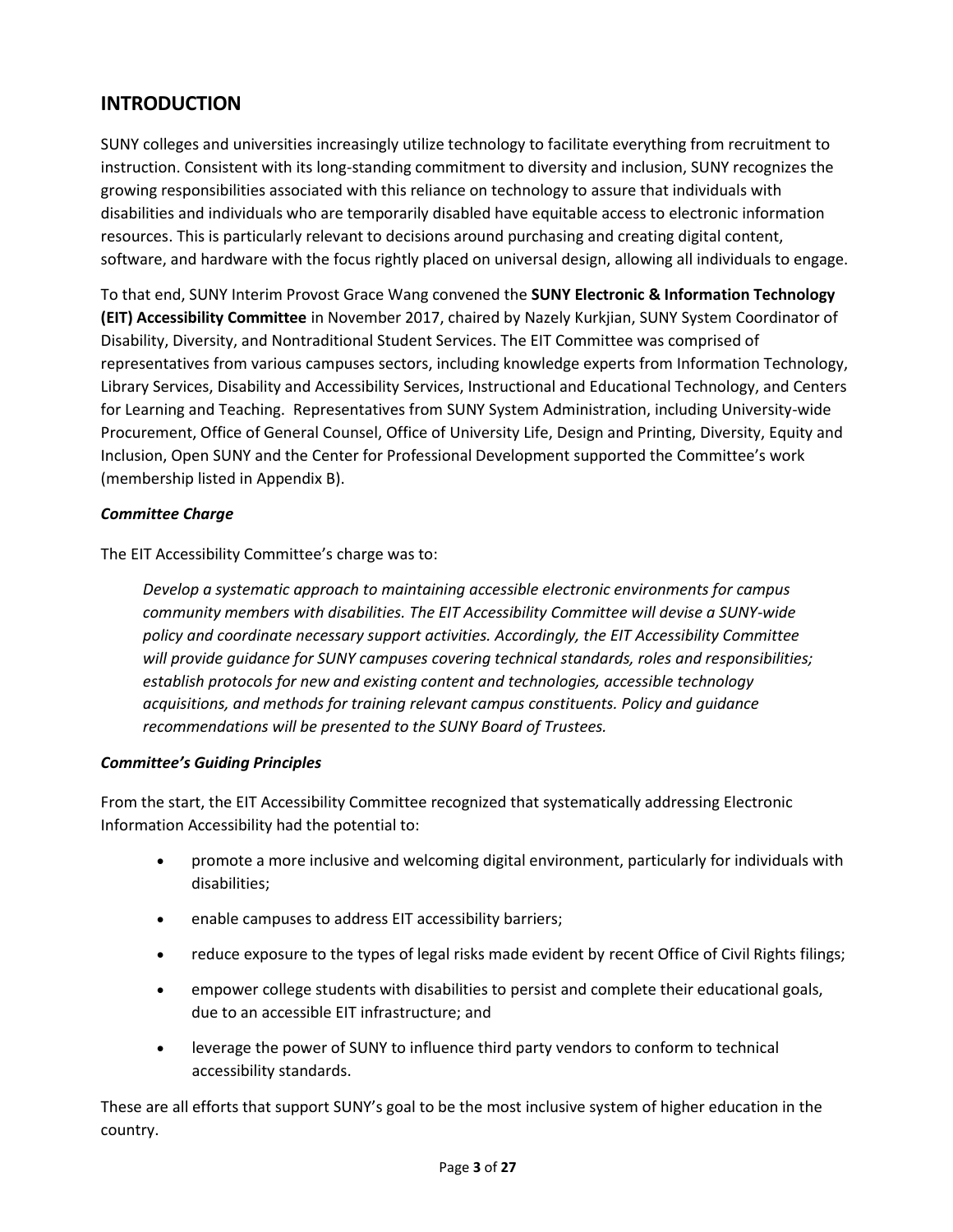## INTRODUCTION

SUNY colleges and universities increasingly utilize technology to facilitate everything from recruitment to instruction. Consistent with its long-standing commitment to diversity and inclusion, SUNY recognizes the growing responsibilities associated with this reliance on technology to assure that individuals with disabilities and individuals who are temporarily disabled have equitable access to electronic information resources. This is particularly relevant to decisions around purchasing and creating digital content, software, and hardware with the focus rightly placed on universal design, allowing all individuals to engage.

To that end, SUNY Interim Provost Grace Wang convened the **SUNY Electronic & Information Technology (EIT) Accessibility Committee** in November 2017, chaired by Nazely Kurkjian, SUNY System Coordinator of Disability, Diversity, and Nontraditional Student Services. The EIT Committee was comprised of representatives from various campuses sectors, including knowledge experts from Information Technology, Library Services, Disability and Accessibility Services, Instructional and Educational Technology, and Centers for Learning and Teaching. Representatives from SUNY System Administration, including University-wide Procurement, Office of General Counsel, Office of University Life, Design and Printing, Diversity, Equity and Inclusion, Open SUNY and the Center for Professional Development supported the Committee's work (membership listed in Appendix B).

***Committee Charge***

The EIT Accessibility Committee's charge was to:

> *Develop a systematic approach to maintaining accessible electronic environments for campus community members with disabilities. The EIT Accessibility Committee will devise a SUNY-wide policy and coordinate necessary support activities. Accordingly, the EIT Accessibility Committee will provide guidance for SUNY campuses covering technical standards, roles and responsibilities; establish protocols for new and existing content and technologies, accessible technology acquisitions, and methods for training relevant campus constituents. Policy and guidance recommendations will be presented to the SUNY Board of Trustees.*

***Committee's Guiding Principles***

From the start, the EIT Accessibility Committee recognized that systematically addressing Electronic Information Accessibility had the potential to:

- promote a more inclusive and welcoming digital environment, particularly for individuals with disabilities;
- enable campuses to address EIT accessibility barriers;
- reduce exposure to the types of legal risks made evident by recent Office of Civil Rights filings;
- empower college students with disabilities to persist and complete their educational goals, due to an accessible EIT infrastructure; and
- leverage the power of SUNY to influence third party vendors to conform to technical accessibility standards.

These are all efforts that support SUNY's goal to be the most inclusive system of higher education in the country.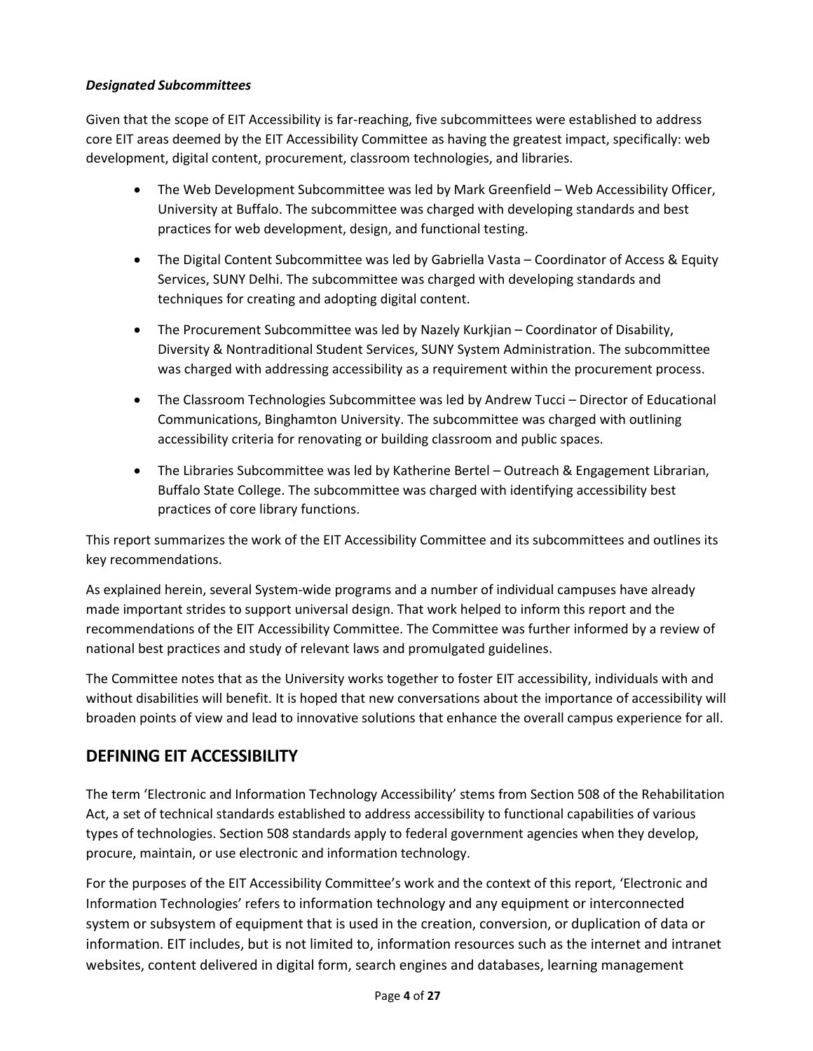***Designated Subcommittees***

Given that the scope of EIT Accessibility is far-reaching, five subcommittees were established to address core EIT areas deemed by the EIT Accessibility Committee as having the greatest impact, specifically: web development, digital content, procurement, classroom technologies, and libraries.

- The Web Development Subcommittee was led by Mark Greenfield – Web Accessibility Officer, University at Buffalo. The subcommittee was charged with developing standards and best practices for web development, design, and functional testing.
- The Digital Content Subcommittee was led by Gabriella Vasta – Coordinator of Access & Equity Services, SUNY Delhi. The subcommittee was charged with developing standards and techniques for creating and adopting digital content.
- The Procurement Subcommittee was led by Nazely Kurkjian – Coordinator of Disability, Diversity & Nontraditional Student Services, SUNY System Administration. The subcommittee was charged with addressing accessibility as a requirement within the procurement process.
- The Classroom Technologies Subcommittee was led by Andrew Tucci – Director of Educational Communications, Binghamton University. The subcommittee was charged with outlining accessibility criteria for renovating or building classroom and public spaces.
- The Libraries Subcommittee was led by Katherine Bertel – Outreach & Engagement Librarian, Buffalo State College. The subcommittee was charged with identifying accessibility best practices of core library functions.

This report summarizes the work of the EIT Accessibility Committee and its subcommittees and outlines its key recommendations.

As explained herein, several System-wide programs and a number of individual campuses have already made important strides to support universal design. That work helped to inform this report and the recommendations of the EIT Accessibility Committee. The Committee was further informed by a review of national best practices and study of relevant laws and promulgated guidelines.

The Committee notes that as the University works together to foster EIT accessibility, individuals with and without disabilities will benefit. It is hoped that new conversations about the importance of accessibility will broaden points of view and lead to innovative solutions that enhance the overall campus experience for all.

## DEFINING EIT ACCESSIBILITY

The term 'Electronic and Information Technology Accessibility' stems from Section 508 of the Rehabilitation Act, a set of technical standards established to address accessibility to functional capabilities of various types of technologies. Section 508 standards apply to federal government agencies when they develop, procure, maintain, or use electronic and information technology.

For the purposes of the EIT Accessibility Committee's work and the context of this report, 'Electronic and Information Technologies' refers to information technology and any equipment or interconnected system or subsystem of equipment that is used in the creation, conversion, or duplication of data or information. EIT includes, but is not limited to, information resources such as the internet and intranet websites, content delivered in digital form, search engines and databases, learning management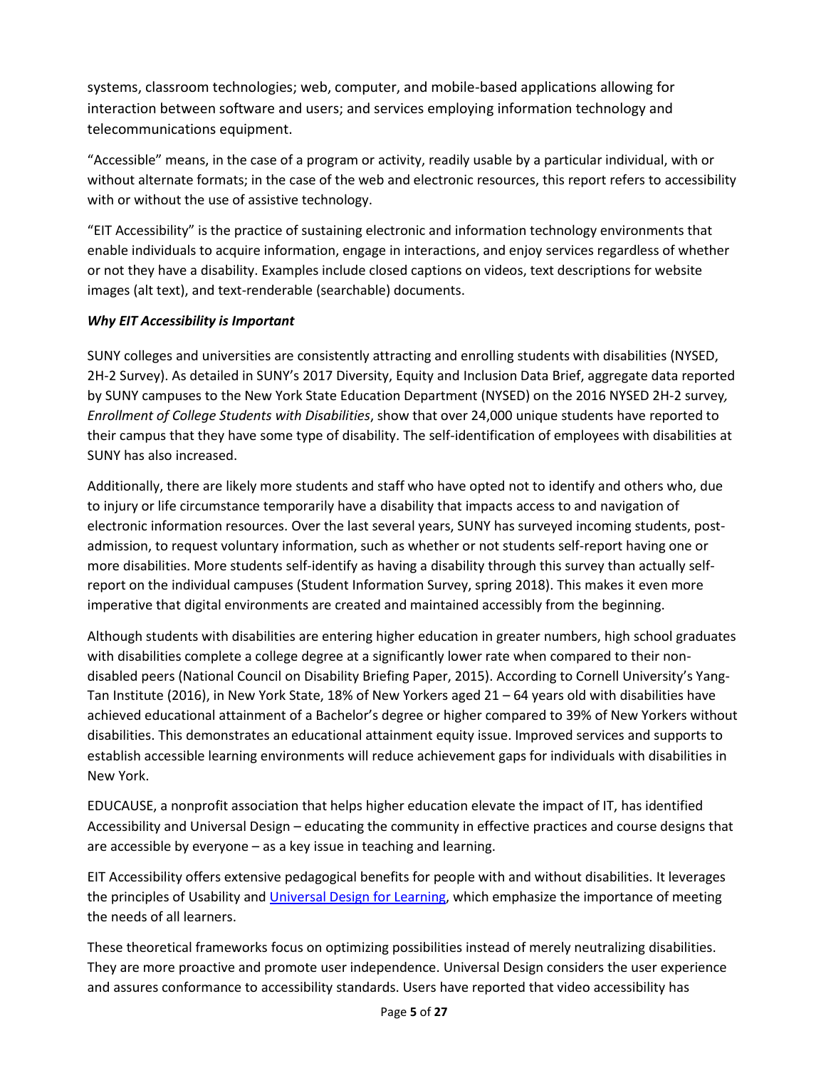systems, classroom technologies; web, computer, and mobile-based applications allowing for interaction between software and users; and services employing information technology and telecommunications equipment.

"Accessible" means, in the case of a program or activity, readily usable by a particular individual, with or without alternate formats; in the case of the web and electronic resources, this report refers to accessibility with or without the use of assistive technology.

"EIT Accessibility" is the practice of sustaining electronic and information technology environments that enable individuals to acquire information, engage in interactions, and enjoy services regardless of whether or not they have a disability. Examples include closed captions on videos, text descriptions for website images (alt text), and text-renderable (searchable) documents.

***Why EIT Accessibility is Important***

SUNY colleges and universities are consistently attracting and enrolling students with disabilities (NYSED, 2H-2 Survey). As detailed in SUNY's 2017 Diversity, Equity and Inclusion Data Brief, aggregate data reported by SUNY campuses to the New York State Education Department (NYSED) on the 2016 NYSED 2H-2 survey, *Enrollment of College Students with Disabilities*, show that over 24,000 unique students have reported to their campus that they have some type of disability. The self-identification of employees with disabilities at SUNY has also increased.

Additionally, there are likely more students and staff who have opted not to identify and others who, due to injury or life circumstance temporarily have a disability that impacts access to and navigation of electronic information resources. Over the last several years, SUNY has surveyed incoming students, post-admission, to request voluntary information, such as whether or not students self-report having one or more disabilities. More students self-identify as having a disability through this survey than actually self-report on the individual campuses (Student Information Survey, spring 2018). This makes it even more imperative that digital environments are created and maintained accessibly from the beginning.

Although students with disabilities are entering higher education in greater numbers, high school graduates with disabilities complete a college degree at a significantly lower rate when compared to their non-disabled peers (National Council on Disability Briefing Paper, 2015). According to Cornell University's Yang-Tan Institute (2016), in New York State, 18% of New Yorkers aged 21 – 64 years old with disabilities have achieved educational attainment of a Bachelor's degree or higher compared to 39% of New Yorkers without disabilities. This demonstrates an educational attainment equity issue. Improved services and supports to establish accessible learning environments will reduce achievement gaps for individuals with disabilities in New York.

EDUCAUSE, a nonprofit association that helps higher education elevate the impact of IT, has identified Accessibility and Universal Design – educating the community in effective practices and course designs that are accessible by everyone – as a key issue in teaching and learning.

EIT Accessibility offers extensive pedagogical benefits for people with and without disabilities. It leverages the principles of Usability and Universal Design for Learning, which emphasize the importance of meeting the needs of all learners.

These theoretical frameworks focus on optimizing possibilities instead of merely neutralizing disabilities. They are more proactive and promote user independence. Universal Design considers the user experience and assures conformance to accessibility standards. Users have reported that video accessibility has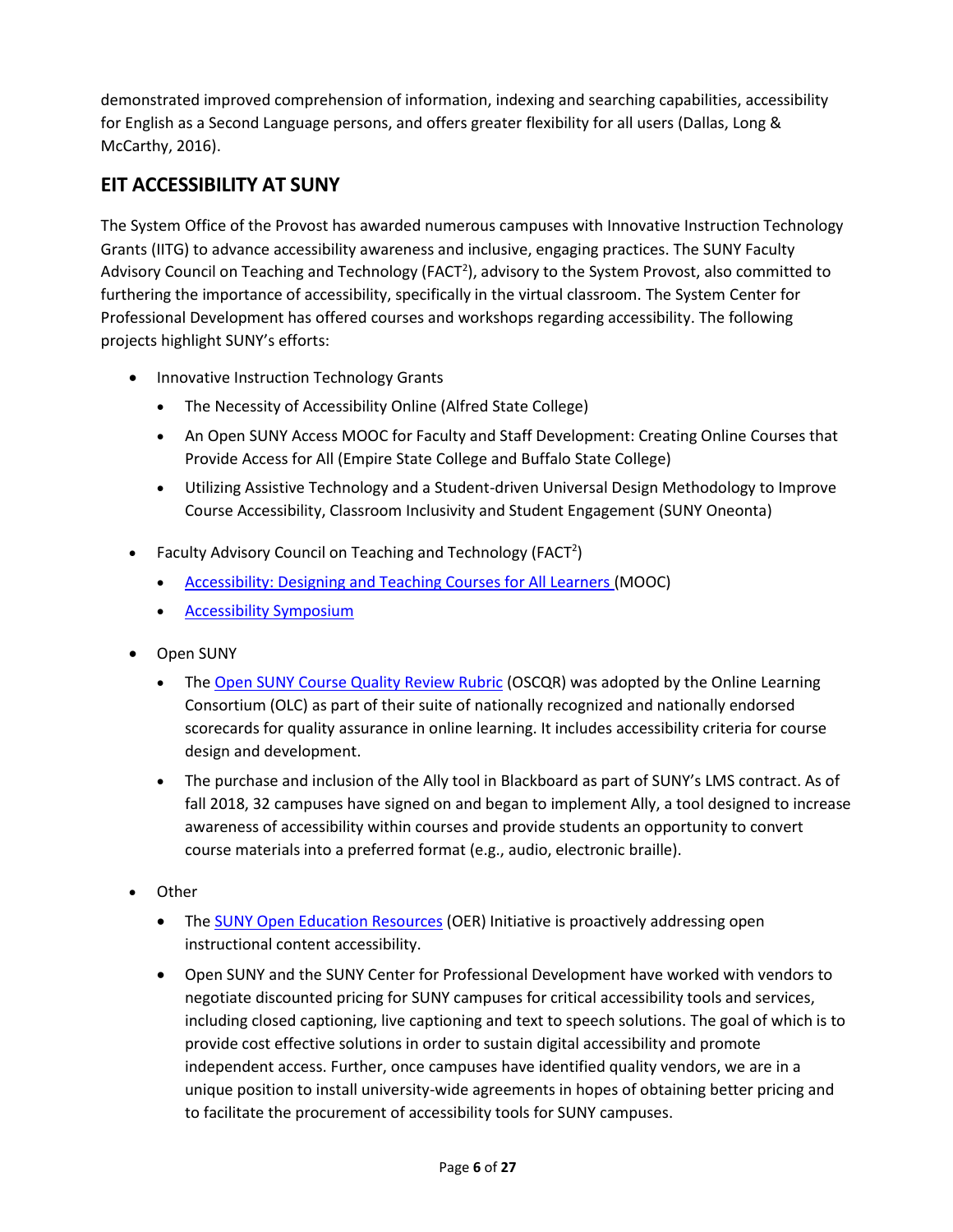demonstrated improved comprehension of information, indexing and searching capabilities, accessibility for English as a Second Language persons, and offers greater flexibility for all users (Dallas, Long & McCarthy, 2016).

## EIT ACCESSIBILITY AT SUNY

The System Office of the Provost has awarded numerous campuses with Innovative Instruction Technology Grants (IITG) to advance accessibility awareness and inclusive, engaging practices. The SUNY Faculty Advisory Council on Teaching and Technology (FACT$^2$), advisory to the System Provost, also committed to furthering the importance of accessibility, specifically in the virtual classroom. The System Center for Professional Development has offered courses and workshops regarding accessibility. The following projects highlight SUNY's efforts:

- Innovative Instruction Technology Grants
  - The Necessity of Accessibility Online (Alfred State College)
  - An Open SUNY Access MOOC for Faculty and Staff Development: Creating Online Courses that Provide Access for All (Empire State College and Buffalo State College)
  - Utilizing Assistive Technology and a Student-driven Universal Design Methodology to Improve Course Accessibility, Classroom Inclusivity and Student Engagement (SUNY Oneonta)
- Faculty Advisory Council on Teaching and Technology (FACT$^2$)
  - Accessibility: Designing and Teaching Courses for All Learners (MOOC)
  - Accessibility Symposium
- Open SUNY
  - The Open SUNY Course Quality Review Rubric (OSCQR) was adopted by the Online Learning Consortium (OLC) as part of their suite of nationally recognized and nationally endorsed scorecards for quality assurance in online learning. It includes accessibility criteria for course design and development.
  - The purchase and inclusion of the Ally tool in Blackboard as part of SUNY's LMS contract. As of fall 2018, 32 campuses have signed on and began to implement Ally, a tool designed to increase awareness of accessibility within courses and provide students an opportunity to convert course materials into a preferred format (e.g., audio, electronic braille).
- Other
  - The SUNY Open Education Resources (OER) Initiative is proactively addressing open instructional content accessibility.
  - Open SUNY and the SUNY Center for Professional Development have worked with vendors to negotiate discounted pricing for SUNY campuses for critical accessibility tools and services, including closed captioning, live captioning and text to speech solutions. The goal of which is to provide cost effective solutions in order to sustain digital accessibility and promote independent access. Further, once campuses have identified quality vendors, we are in a unique position to install university-wide agreements in hopes of obtaining better pricing and to facilitate the procurement of accessibility tools for SUNY campuses.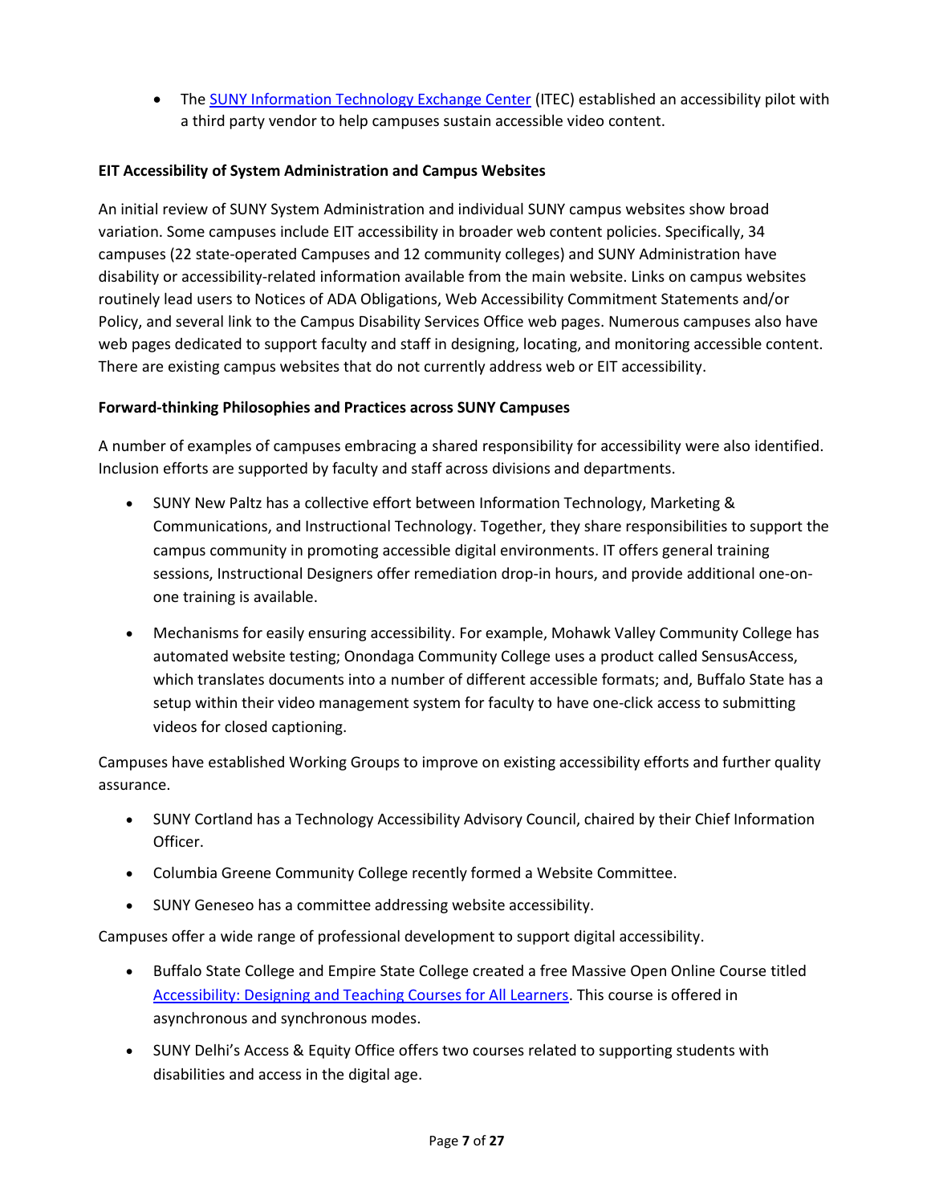- The [SUNY Information Technology Exchange Center](#) (ITEC) established an accessibility pilot with a third party vendor to help campuses sustain accessible video content.

**EIT Accessibility of System Administration and Campus Websites**

An initial review of SUNY System Administration and individual SUNY campus websites show broad variation. Some campuses include EIT accessibility in broader web content policies. Specifically, 34 campuses (22 state-operated Campuses and 12 community colleges) and SUNY Administration have disability or accessibility-related information available from the main website. Links on campus websites routinely lead users to Notices of ADA Obligations, Web Accessibility Commitment Statements and/or Policy, and several link to the Campus Disability Services Office web pages. Numerous campuses also have web pages dedicated to support faculty and staff in designing, locating, and monitoring accessible content. There are existing campus websites that do not currently address web or EIT accessibility.

**Forward-thinking Philosophies and Practices across SUNY Campuses**

A number of examples of campuses embracing a shared responsibility for accessibility were also identified. Inclusion efforts are supported by faculty and staff across divisions and departments.

- SUNY New Paltz has a collective effort between Information Technology, Marketing & Communications, and Instructional Technology. Together, they share responsibilities to support the campus community in promoting accessible digital environments. IT offers general training sessions, Instructional Designers offer remediation drop-in hours, and provide additional one-on-one training is available.
- Mechanisms for easily ensuring accessibility. For example, Mohawk Valley Community College has automated website testing; Onondaga Community College uses a product called SensusAccess, which translates documents into a number of different accessible formats; and, Buffalo State has a setup within their video management system for faculty to have one-click access to submitting videos for closed captioning.

Campuses have established Working Groups to improve on existing accessibility efforts and further quality assurance.

- SUNY Cortland has a Technology Accessibility Advisory Council, chaired by their Chief Information Officer.
- Columbia Greene Community College recently formed a Website Committee.
- SUNY Geneseo has a committee addressing website accessibility.

Campuses offer a wide range of professional development to support digital accessibility.

- Buffalo State College and Empire State College created a free Massive Open Online Course titled [Accessibility: Designing and Teaching Courses for All Learners](#). This course is offered in asynchronous and synchronous modes.
- SUNY Delhi's Access & Equity Office offers two courses related to supporting students with disabilities and access in the digital age.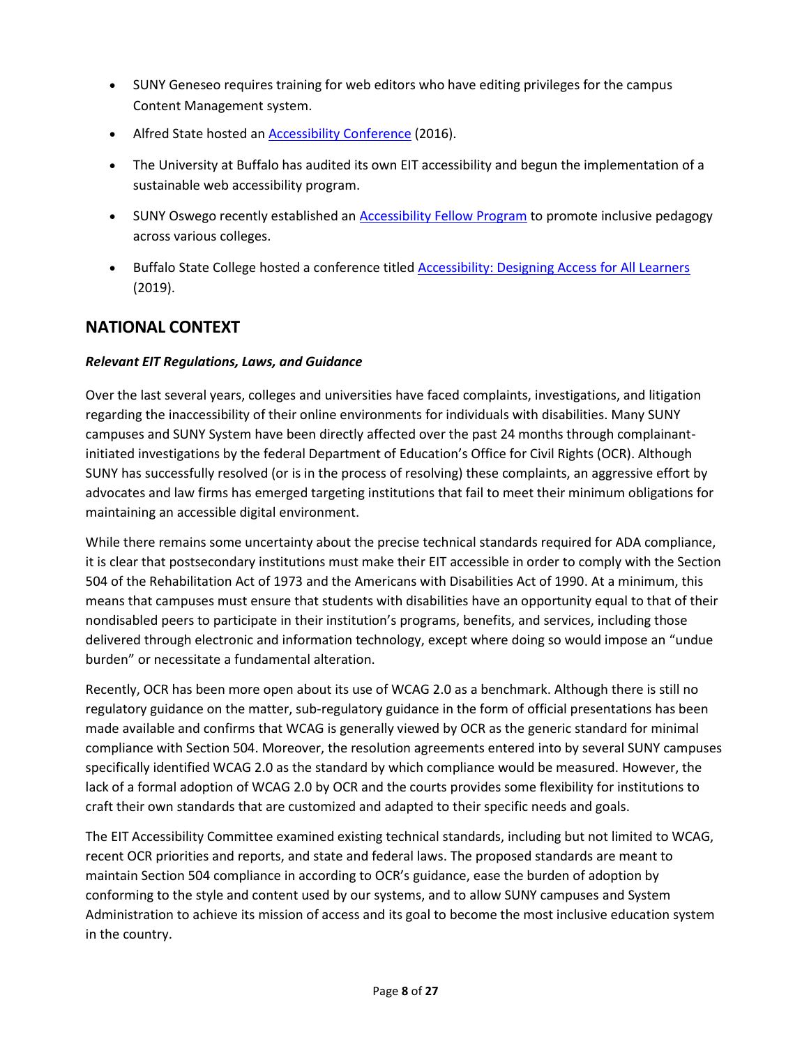- SUNY Geneseo requires training for web editors who have editing privileges for the campus Content Management system.
- Alfred State hosted an [Accessibility Conference](#) (2016).
- The University at Buffalo has audited its own EIT accessibility and begun the implementation of a sustainable web accessibility program.
- SUNY Oswego recently established an [Accessibility Fellow Program](#) to promote inclusive pedagogy across various colleges.
- Buffalo State College hosted a conference titled [Accessibility: Designing Access for All Learners](#) (2019).

## NATIONAL CONTEXT

***Relevant EIT Regulations, Laws, and Guidance***

Over the last several years, colleges and universities have faced complaints, investigations, and litigation regarding the inaccessibility of their online environments for individuals with disabilities. Many SUNY campuses and SUNY System have been directly affected over the past 24 months through complainant-initiated investigations by the federal Department of Education's Office for Civil Rights (OCR). Although SUNY has successfully resolved (or is in the process of resolving) these complaints, an aggressive effort by advocates and law firms has emerged targeting institutions that fail to meet their minimum obligations for maintaining an accessible digital environment.

While there remains some uncertainty about the precise technical standards required for ADA compliance, it is clear that postsecondary institutions must make their EIT accessible in order to comply with the Section 504 of the Rehabilitation Act of 1973 and the Americans with Disabilities Act of 1990. At a minimum, this means that campuses must ensure that students with disabilities have an opportunity equal to that of their nondisabled peers to participate in their institution's programs, benefits, and services, including those delivered through electronic and information technology, except where doing so would impose an "undue burden" or necessitate a fundamental alteration.

Recently, OCR has been more open about its use of WCAG 2.0 as a benchmark. Although there is still no regulatory guidance on the matter, sub-regulatory guidance in the form of official presentations has been made available and confirms that WCAG is generally viewed by OCR as the generic standard for minimal compliance with Section 504. Moreover, the resolution agreements entered into by several SUNY campuses specifically identified WCAG 2.0 as the standard by which compliance would be measured. However, the lack of a formal adoption of WCAG 2.0 by OCR and the courts provides some flexibility for institutions to craft their own standards that are customized and adapted to their specific needs and goals.

The EIT Accessibility Committee examined existing technical standards, including but not limited to WCAG, recent OCR priorities and reports, and state and federal laws. The proposed standards are meant to maintain Section 504 compliance in according to OCR's guidance, ease the burden of adoption by conforming to the style and content used by our systems, and to allow SUNY campuses and System Administration to achieve its mission of access and its goal to become the most inclusive education system in the country.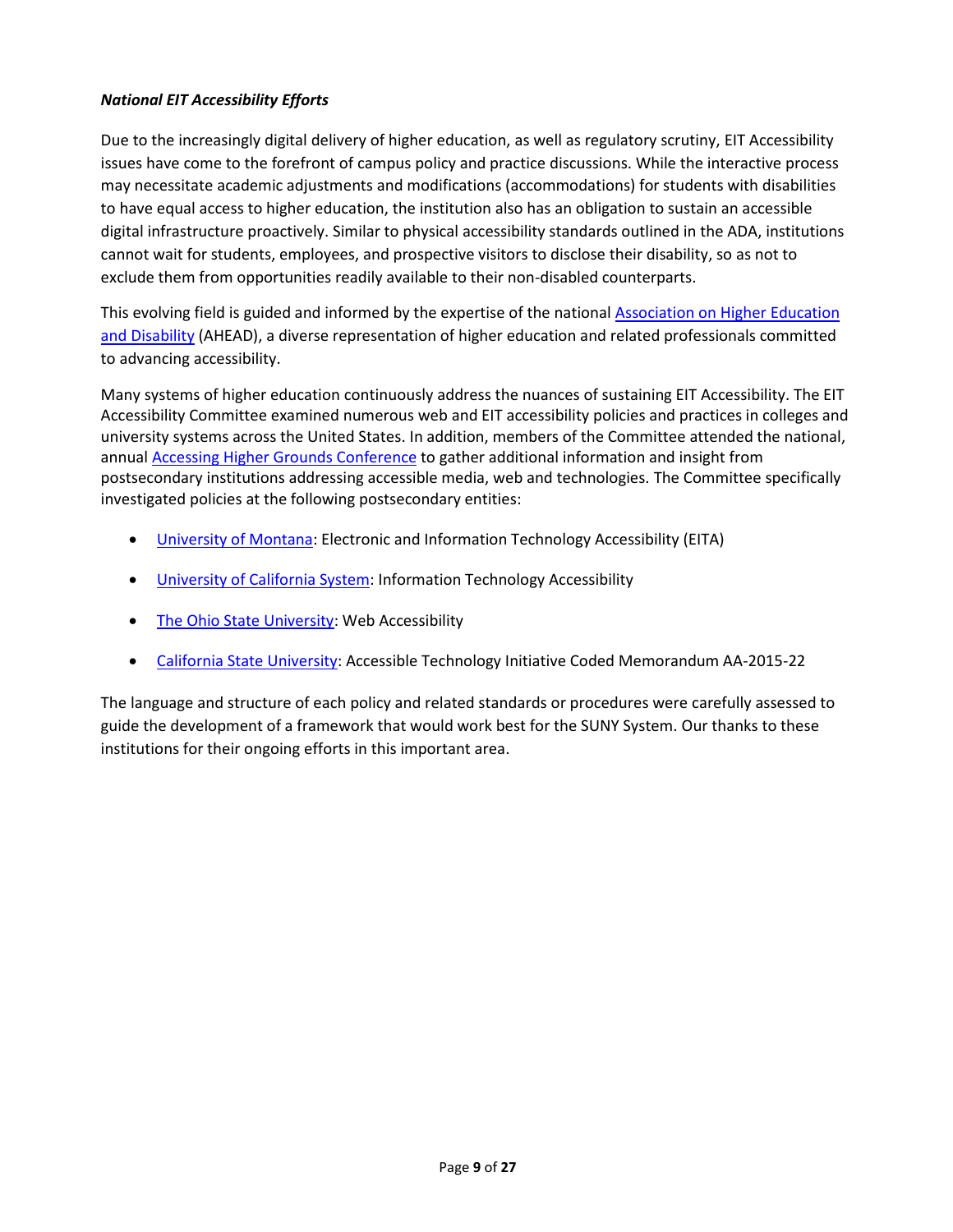***National EIT Accessibility Efforts***

Due to the increasingly digital delivery of higher education, as well as regulatory scrutiny, EIT Accessibility issues have come to the forefront of campus policy and practice discussions. While the interactive process may necessitate academic adjustments and modifications (accommodations) for students with disabilities to have equal access to higher education, the institution also has an obligation to sustain an accessible digital infrastructure proactively. Similar to physical accessibility standards outlined in the ADA, institutions cannot wait for students, employees, and prospective visitors to disclose their disability, so as not to exclude them from opportunities readily available to their non-disabled counterparts.

This evolving field is guided and informed by the expertise of the national Association on Higher Education and Disability (AHEAD), a diverse representation of higher education and related professionals committed to advancing accessibility.

Many systems of higher education continuously address the nuances of sustaining EIT Accessibility. The EIT Accessibility Committee examined numerous web and EIT accessibility policies and practices in colleges and university systems across the United States. In addition, members of the Committee attended the national, annual Accessing Higher Grounds Conference to gather additional information and insight from postsecondary institutions addressing accessible media, web and technologies. The Committee specifically investigated policies at the following postsecondary entities:

- University of Montana: Electronic and Information Technology Accessibility (EITA)
- University of California System: Information Technology Accessibility
- The Ohio State University: Web Accessibility
- California State University: Accessible Technology Initiative Coded Memorandum AA-2015-22

The language and structure of each policy and related standards or procedures were carefully assessed to guide the development of a framework that would work best for the SUNY System. Our thanks to these institutions for their ongoing efforts in this important area.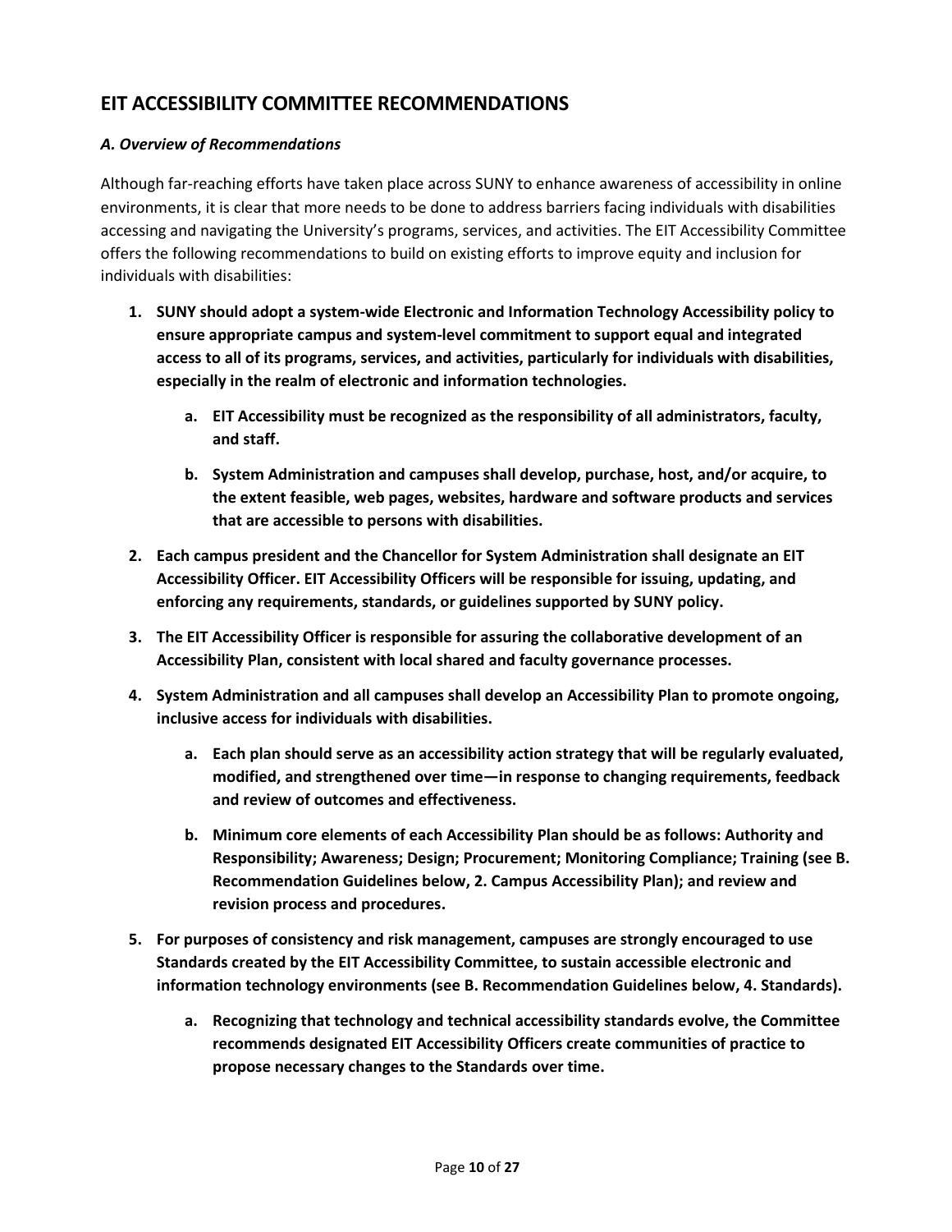## EIT ACCESSIBILITY COMMITTEE RECOMMENDATIONS

### *A. Overview of Recommendations*

Although far-reaching efforts have taken place across SUNY to enhance awareness of accessibility in online environments, it is clear that more needs to be done to address barriers facing individuals with disabilities accessing and navigating the University's programs, services, and activities. The EIT Accessibility Committee offers the following recommendations to build on existing efforts to improve equity and inclusion for individuals with disabilities:

1. **SUNY should adopt a system-wide Electronic and Information Technology Accessibility policy to ensure appropriate campus and system-level commitment to support equal and integrated access to all of its programs, services, and activities, particularly for individuals with disabilities, especially in the realm of electronic and information technologies.**
   a. **EIT Accessibility must be recognized as the responsibility of all administrators, faculty, and staff.**
   b. **System Administration and campuses shall develop, purchase, host, and/or acquire, to the extent feasible, web pages, websites, hardware and software products and services that are accessible to persons with disabilities.**
2. **Each campus president and the Chancellor for System Administration shall designate an EIT Accessibility Officer. EIT Accessibility Officers will be responsible for issuing, updating, and enforcing any requirements, standards, or guidelines supported by SUNY policy.**
3. **The EIT Accessibility Officer is responsible for assuring the collaborative development of an Accessibility Plan, consistent with local shared and faculty governance processes.**
4. **System Administration and all campuses shall develop an Accessibility Plan to promote ongoing, inclusive access for individuals with disabilities.**
   a. **Each plan should serve as an accessibility action strategy that will be regularly evaluated, modified, and strengthened over time—in response to changing requirements, feedback and review of outcomes and effectiveness.**
   b. **Minimum core elements of each Accessibility Plan should be as follows: Authority and Responsibility; Awareness; Design; Procurement; Monitoring Compliance; Training (see B. Recommendation Guidelines below, 2. Campus Accessibility Plan); and review and revision process and procedures.**
5. **For purposes of consistency and risk management, campuses are strongly encouraged to use Standards created by the EIT Accessibility Committee, to sustain accessible electronic and information technology environments (see B. Recommendation Guidelines below, 4. Standards).**
   a. **Recognizing that technology and technical accessibility standards evolve, the Committee recommends designated EIT Accessibility Officers create communities of practice to propose necessary changes to the Standards over time.**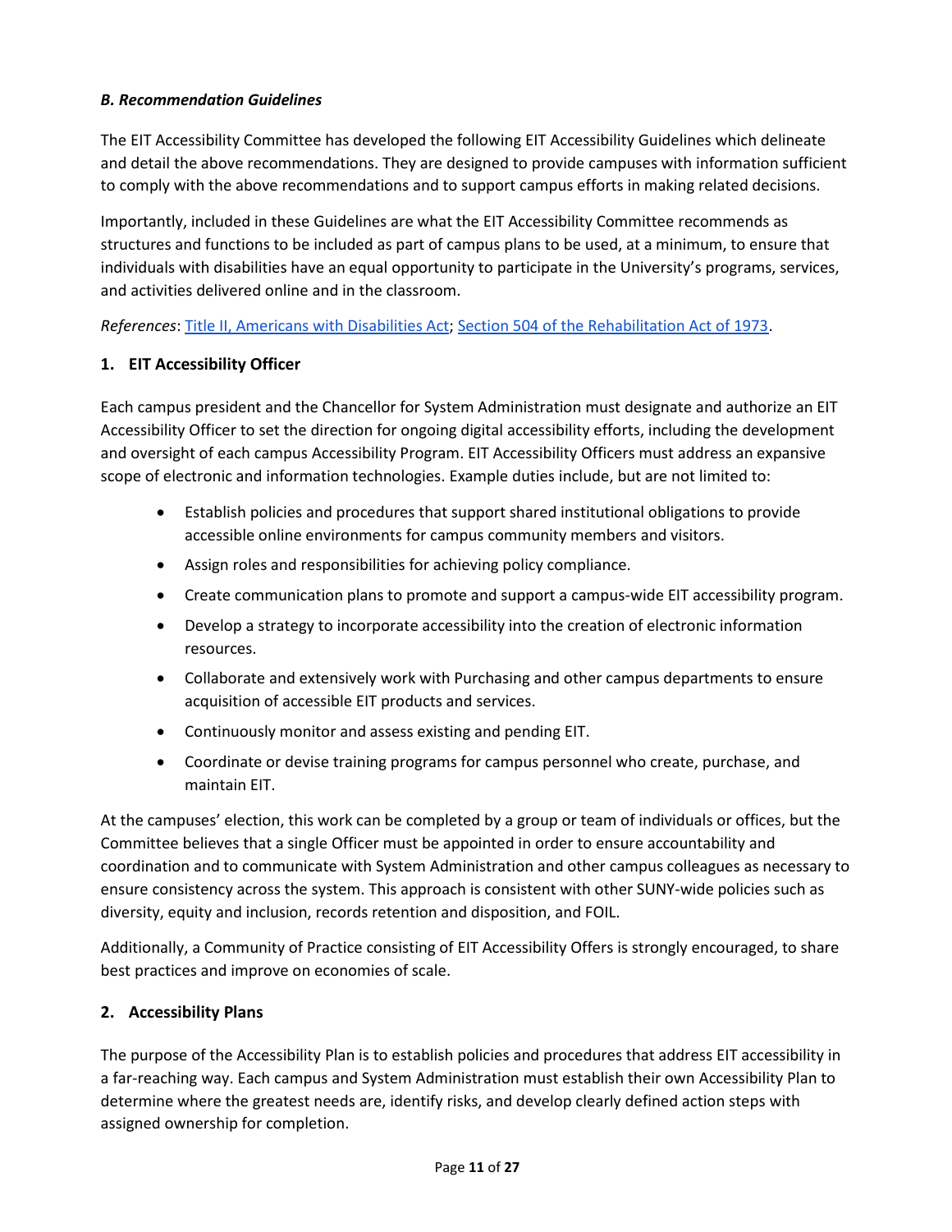### *B. Recommendation Guidelines*

The EIT Accessibility Committee has developed the following EIT Accessibility Guidelines which delineate and detail the above recommendations. They are designed to provide campuses with information sufficient to comply with the above recommendations and to support campus efforts in making related decisions.

Importantly, included in these Guidelines are what the EIT Accessibility Committee recommends as structures and functions to be included as part of campus plans to be used, at a minimum, to ensure that individuals with disabilities have an equal opportunity to participate in the University's programs, services, and activities delivered online and in the classroom.

*References*: [Title II, Americans with Disabilities Act](); [Section 504 of the Rehabilitation Act of 1973]().

#### 1. EIT Accessibility Officer

Each campus president and the Chancellor for System Administration must designate and authorize an EIT Accessibility Officer to set the direction for ongoing digital accessibility efforts, including the development and oversight of each campus Accessibility Program. EIT Accessibility Officers must address an expansive scope of electronic and information technologies. Example duties include, but are not limited to:

- Establish policies and procedures that support shared institutional obligations to provide accessible online environments for campus community members and visitors.
- Assign roles and responsibilities for achieving policy compliance.
- Create communication plans to promote and support a campus-wide EIT accessibility program.
- Develop a strategy to incorporate accessibility into the creation of electronic information resources.
- Collaborate and extensively work with Purchasing and other campus departments to ensure acquisition of accessible EIT products and services.
- Continuously monitor and assess existing and pending EIT.
- Coordinate or devise training programs for campus personnel who create, purchase, and maintain EIT.

At the campuses' election, this work can be completed by a group or team of individuals or offices, but the Committee believes that a single Officer must be appointed in order to ensure accountability and coordination and to communicate with System Administration and other campus colleagues as necessary to ensure consistency across the system. This approach is consistent with other SUNY-wide policies such as diversity, equity and inclusion, records retention and disposition, and FOIL.

Additionally, a Community of Practice consisting of EIT Accessibility Offers is strongly encouraged, to share best practices and improve on economies of scale.

#### 2. Accessibility Plans

The purpose of the Accessibility Plan is to establish policies and procedures that address EIT accessibility in a far-reaching way. Each campus and System Administration must establish their own Accessibility Plan to determine where the greatest needs are, identify risks, and develop clearly defined action steps with assigned ownership for completion.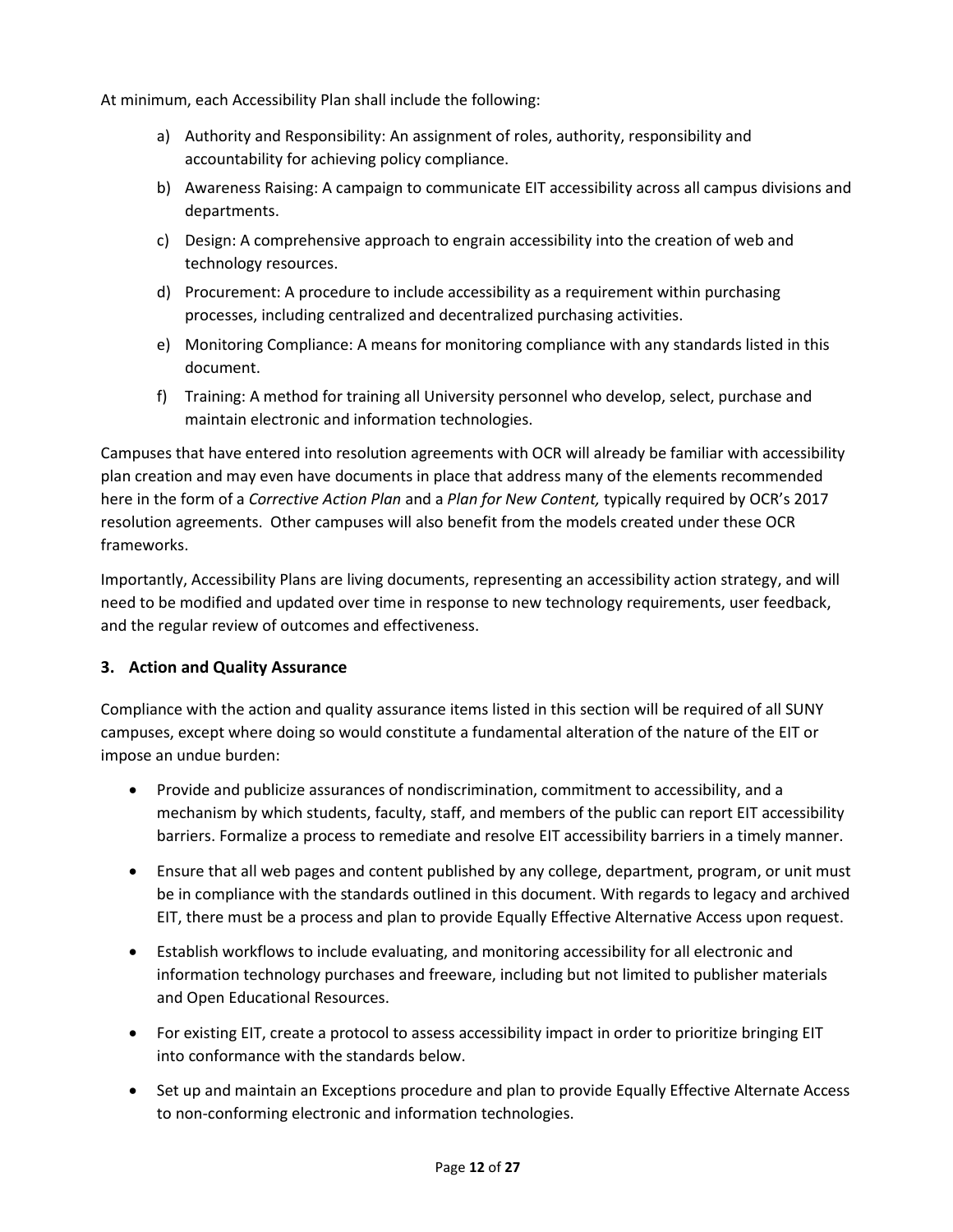At minimum, each Accessibility Plan shall include the following:

a) Authority and Responsibility: An assignment of roles, authority, responsibility and accountability for achieving policy compliance.
b) Awareness Raising: A campaign to communicate EIT accessibility across all campus divisions and departments.
c) Design: A comprehensive approach to engrain accessibility into the creation of web and technology resources.
d) Procurement: A procedure to include accessibility as a requirement within purchasing processes, including centralized and decentralized purchasing activities.
e) Monitoring Compliance: A means for monitoring compliance with any standards listed in this document.
f) Training: A method for training all University personnel who develop, select, purchase and maintain electronic and information technologies.

Campuses that have entered into resolution agreements with OCR will already be familiar with accessibility plan creation and may even have documents in place that address many of the elements recommended here in the form of a *Corrective Action Plan* and a *Plan for New Content,* typically required by OCR's 2017 resolution agreements. Other campuses will also benefit from the models created under these OCR frameworks.

Importantly, Accessibility Plans are living documents, representing an accessibility action strategy, and will need to be modified and updated over time in response to new technology requirements, user feedback, and the regular review of outcomes and effectiveness.

### 3. Action and Quality Assurance

Compliance with the action and quality assurance items listed in this section will be required of all SUNY campuses, except where doing so would constitute a fundamental alteration of the nature of the EIT or impose an undue burden:

- Provide and publicize assurances of nondiscrimination, commitment to accessibility, and a mechanism by which students, faculty, staff, and members of the public can report EIT accessibility barriers. Formalize a process to remediate and resolve EIT accessibility barriers in a timely manner.
- Ensure that all web pages and content published by any college, department, program, or unit must be in compliance with the standards outlined in this document. With regards to legacy and archived EIT, there must be a process and plan to provide Equally Effective Alternative Access upon request.
- Establish workflows to include evaluating, and monitoring accessibility for all electronic and information technology purchases and freeware, including but not limited to publisher materials and Open Educational Resources.
- For existing EIT, create a protocol to assess accessibility impact in order to prioritize bringing EIT into conformance with the standards below.
- Set up and maintain an Exceptions procedure and plan to provide Equally Effective Alternate Access to non-conforming electronic and information technologies.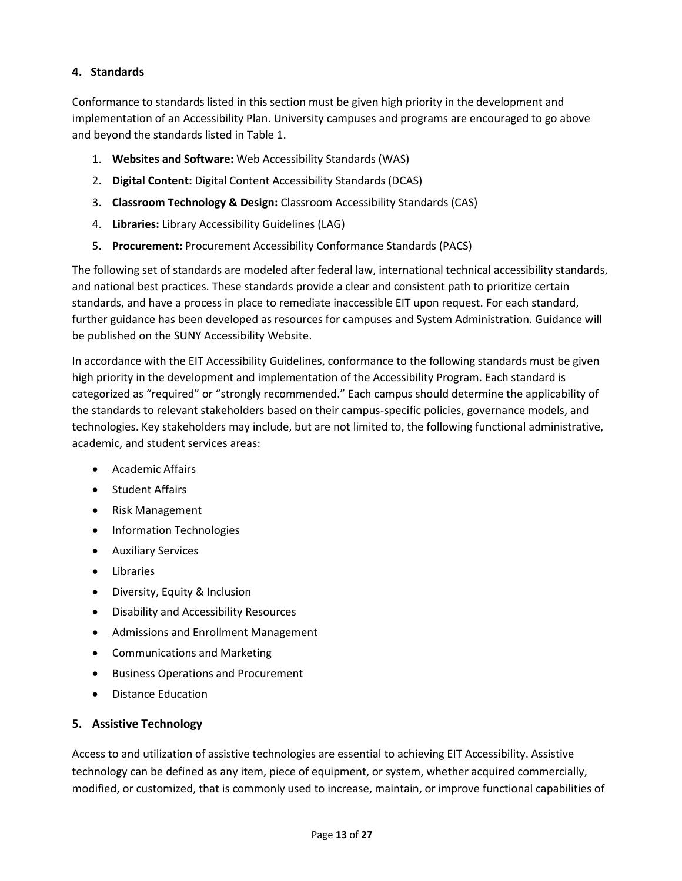## 4. Standards

Conformance to standards listed in this section must be given high priority in the development and implementation of an Accessibility Plan. University campuses and programs are encouraged to go above and beyond the standards listed in Table 1.

1. **Websites and Software:** Web Accessibility Standards (WAS)
2. **Digital Content:** Digital Content Accessibility Standards (DCAS)
3. **Classroom Technology & Design:** Classroom Accessibility Standards (CAS)
4. **Libraries:** Library Accessibility Guidelines (LAG)
5. **Procurement:** Procurement Accessibility Conformance Standards (PACS)

The following set of standards are modeled after federal law, international technical accessibility standards, and national best practices. These standards provide a clear and consistent path to prioritize certain standards, and have a process in place to remediate inaccessible EIT upon request. For each standard, further guidance has been developed as resources for campuses and System Administration. Guidance will be published on the SUNY Accessibility Website.

In accordance with the EIT Accessibility Guidelines, conformance to the following standards must be given high priority in the development and implementation of the Accessibility Program. Each standard is categorized as "required" or "strongly recommended." Each campus should determine the applicability of the standards to relevant stakeholders based on their campus-specific policies, governance models, and technologies. Key stakeholders may include, but are not limited to, the following functional administrative, academic, and student services areas:

- Academic Affairs
- Student Affairs
- Risk Management
- Information Technologies
- Auxiliary Services
- Libraries
- Diversity, Equity & Inclusion
- Disability and Accessibility Resources
- Admissions and Enrollment Management
- Communications and Marketing
- Business Operations and Procurement
- Distance Education

## 5. Assistive Technology

Access to and utilization of assistive technologies are essential to achieving EIT Accessibility. Assistive technology can be defined as any item, piece of equipment, or system, whether acquired commercially, modified, or customized, that is commonly used to increase, maintain, or improve functional capabilities of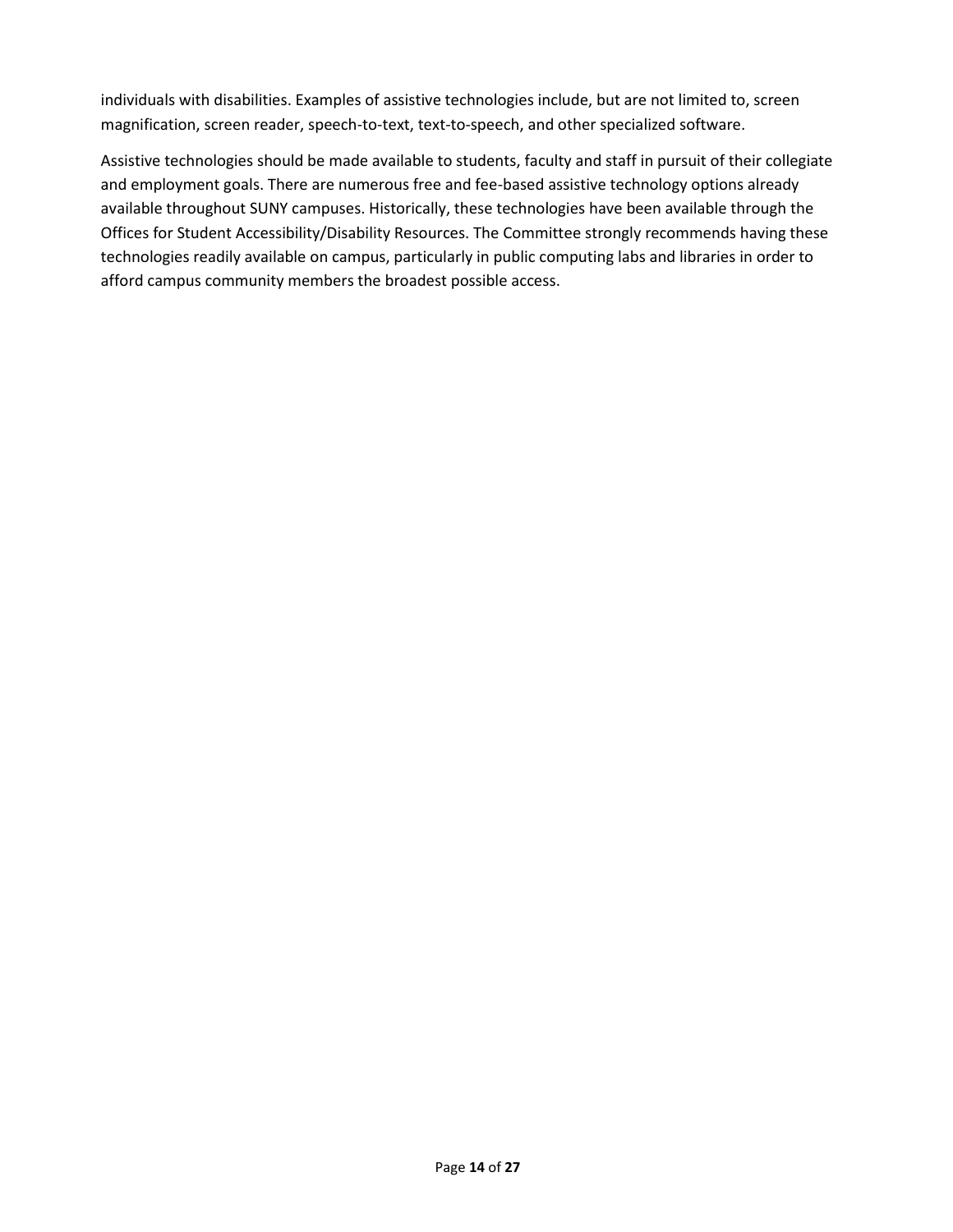individuals with disabilities. Examples of assistive technologies include, but are not limited to, screen magnification, screen reader, speech-to-text, text-to-speech, and other specialized software.

Assistive technologies should be made available to students, faculty and staff in pursuit of their collegiate and employment goals. There are numerous free and fee-based assistive technology options already available throughout SUNY campuses. Historically, these technologies have been available through the Offices for Student Accessibility/Disability Resources. The Committee strongly recommends having these technologies readily available on campus, particularly in public computing labs and libraries in order to afford campus community members the broadest possible access.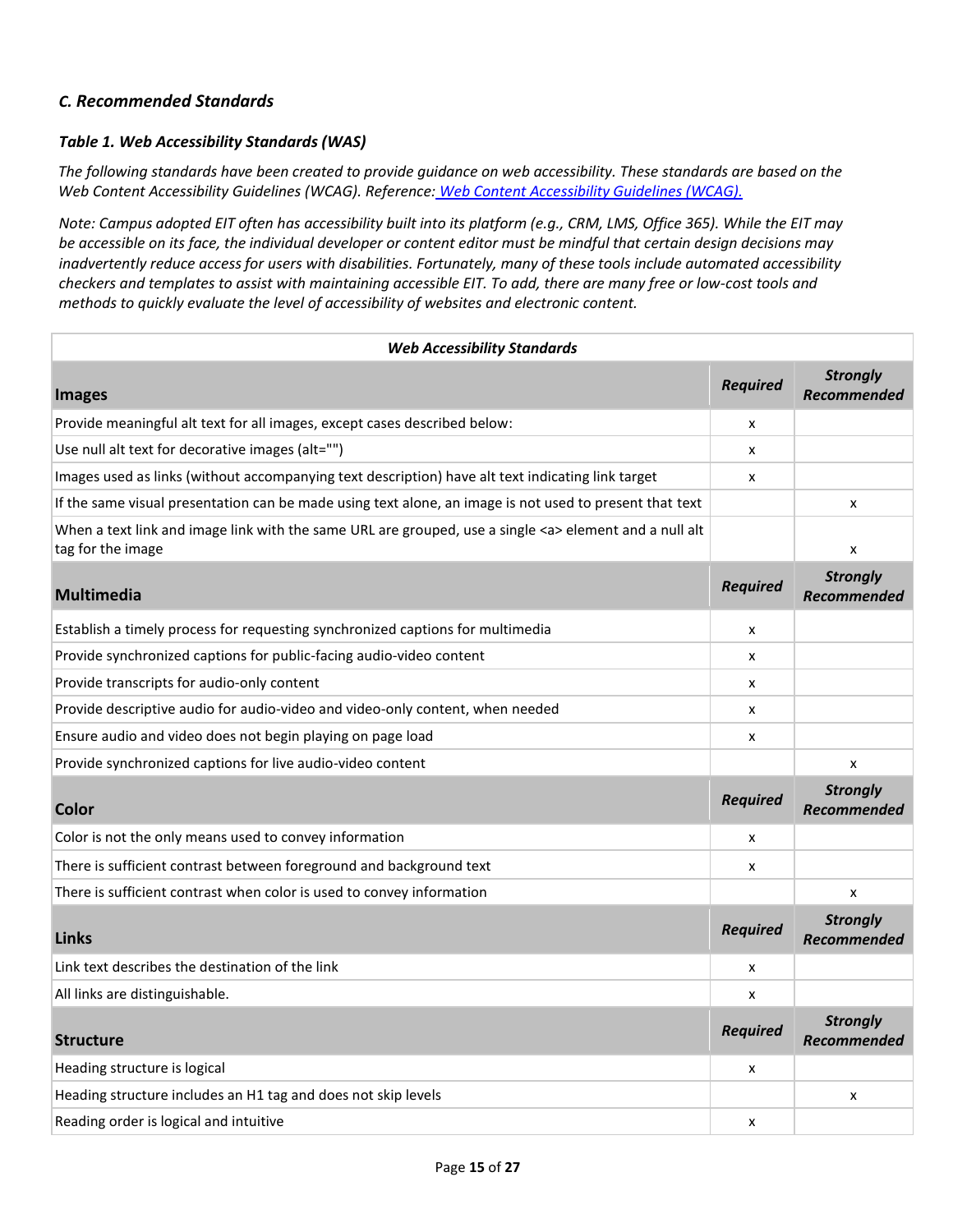### *C. Recommended Standards*

#### *Table 1. Web Accessibility Standards (WAS)*

*The following standards have been created to provide guidance on web accessibility. These standards are based on the Web Content Accessibility Guidelines (WCAG). Reference: [Web Content Accessibility Guidelines (WCAG).](#)*

*Note: Campus adopted EIT often has accessibility built into its platform (e.g., CRM, LMS, Office 365). While the EIT may be accessible on its face, the individual developer or content editor must be mindful that certain design decisions may inadvertently reduce access for users with disabilities. Fortunately, many of these tools include automated accessibility checkers and templates to assist with maintaining accessible EIT. To add, there are many free or low-cost tools and methods to quickly evaluate the level of accessibility of websites and electronic content.*

| ***Web Accessibility Standards*** | | |
|---|---|---|
| **Images** | ***Required*** | ***Strongly Recommended*** |
| Provide meaningful alt text for all images, except cases described below: | x | |
| Use null alt text for decorative images (alt="") | x | |
| Images used as links (without accompanying text description) have alt text indicating link target | x | |
| If the same visual presentation can be made using text alone, an image is not used to present that text | | x |
| When a text link and image link with the same URL are grouped, use a single <a> element and a null alt tag for the image | | x |
| **Multimedia** | ***Required*** | ***Strongly Recommended*** |
| Establish a timely process for requesting synchronized captions for multimedia | x | |
| Provide synchronized captions for public-facing audio-video content | x | |
| Provide transcripts for audio-only content | x | |
| Provide descriptive audio for audio-video and video-only content, when needed | x | |
| Ensure audio and video does not begin playing on page load | x | |
| Provide synchronized captions for live audio-video content | | x |
| **Color** | ***Required*** | ***Strongly Recommended*** |
| Color is not the only means used to convey information | x | |
| There is sufficient contrast between foreground and background text | x | |
| There is sufficient contrast when color is used to convey information | | x |
| **Links** | ***Required*** | ***Strongly Recommended*** |
| Link text describes the destination of the link | x | |
| All links are distinguishable. | x | |
| **Structure** | ***Required*** | ***Strongly Recommended*** |
| Heading structure is logical | x | |
| Heading structure includes an H1 tag and does not skip levels | | x |
| Reading order is logical and intuitive | x | |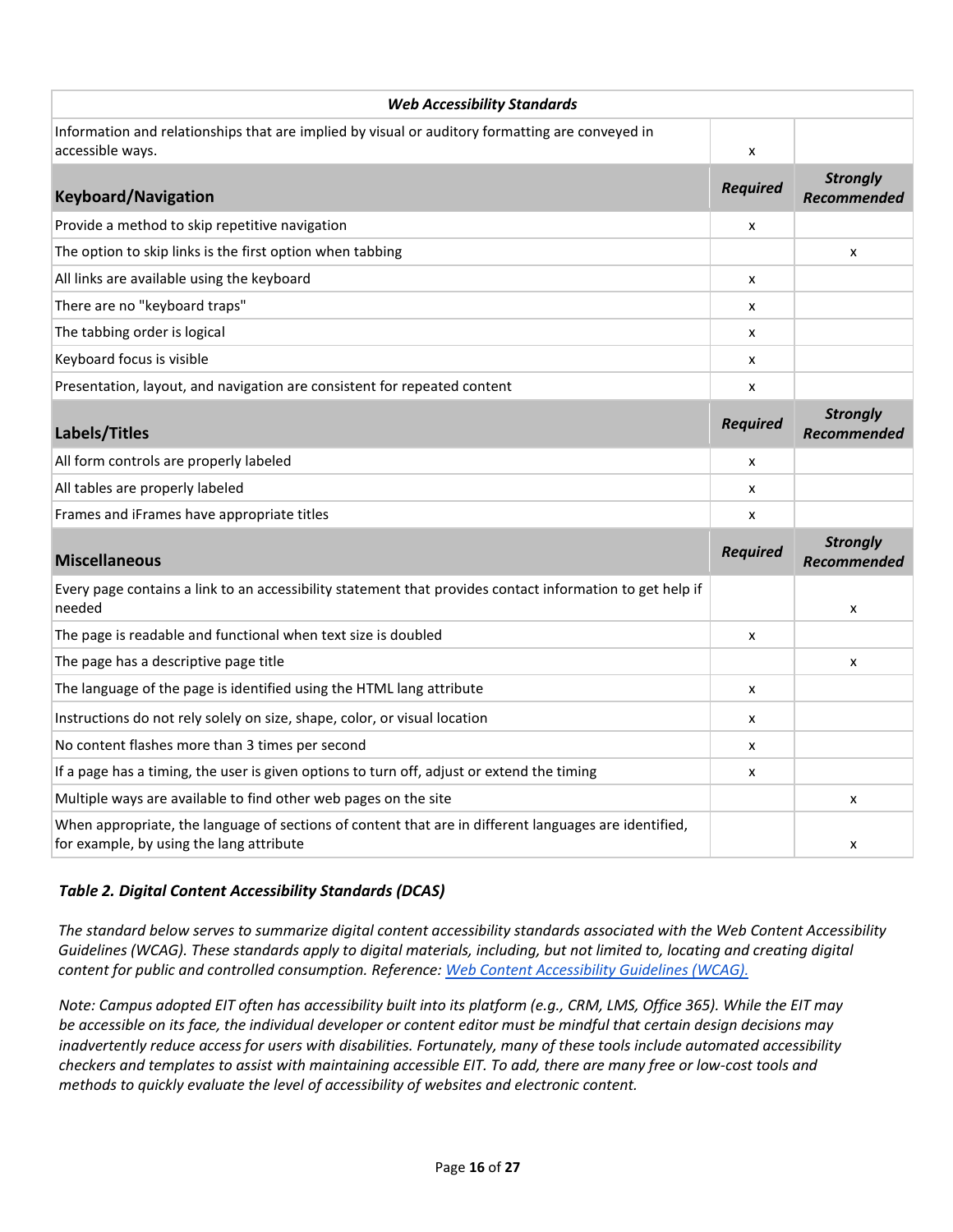| *Web Accessibility Standards* | | |
|---|---|---|
| Information and relationships that are implied by visual or auditory formatting are conveyed in accessible ways. | x | |
| **Keyboard/Navigation** | ***Required*** | ***Strongly Recommended*** |
| Provide a method to skip repetitive navigation | x | |
| The option to skip links is the first option when tabbing | | x |
| All links are available using the keyboard | x | |
| There are no "keyboard traps" | x | |
| The tabbing order is logical | x | |
| Keyboard focus is visible | x | |
| Presentation, layout, and navigation are consistent for repeated content | x | |
| **Labels/Titles** | ***Required*** | ***Strongly Recommended*** |
| All form controls are properly labeled | x | |
| All tables are properly labeled | x | |
| Frames and iFrames have appropriate titles | x | |
| **Miscellaneous** | ***Required*** | ***Strongly Recommended*** |
| Every page contains a link to an accessibility statement that provides contact information to get help if needed | | x |
| The page is readable and functional when text size is doubled | x | |
| The page has a descriptive page title | | x |
| The language of the page is identified using the HTML lang attribute | x | |
| Instructions do not rely solely on size, shape, color, or visual location | x | |
| No content flashes more than 3 times per second | x | |
| If a page has a timing, the user is given options to turn off, adjust or extend the timing | x | |
| Multiple ways are available to find other web pages on the site | | x |
| When appropriate, the language of sections of content that are in different languages are identified, for example, by using the lang attribute | | x |

***Table 2. Digital Content Accessibility Standards (DCAS)***

*The standard below serves to summarize digital content accessibility standards associated with the Web Content Accessibility Guidelines (WCAG). These standards apply to digital materials, including, but not limited to, locating and creating digital content for public and controlled consumption. Reference: [Web Content Accessibility Guidelines (WCAG).](#)*

*Note: Campus adopted EIT often has accessibility built into its platform (e.g., CRM, LMS, Office 365). While the EIT may be accessible on its face, the individual developer or content editor must be mindful that certain design decisions may inadvertently reduce access for users with disabilities. Fortunately, many of these tools include automated accessibility checkers and templates to assist with maintaining accessible EIT. To add, there are many free or low-cost tools and methods to quickly evaluate the level of accessibility of websites and electronic content.*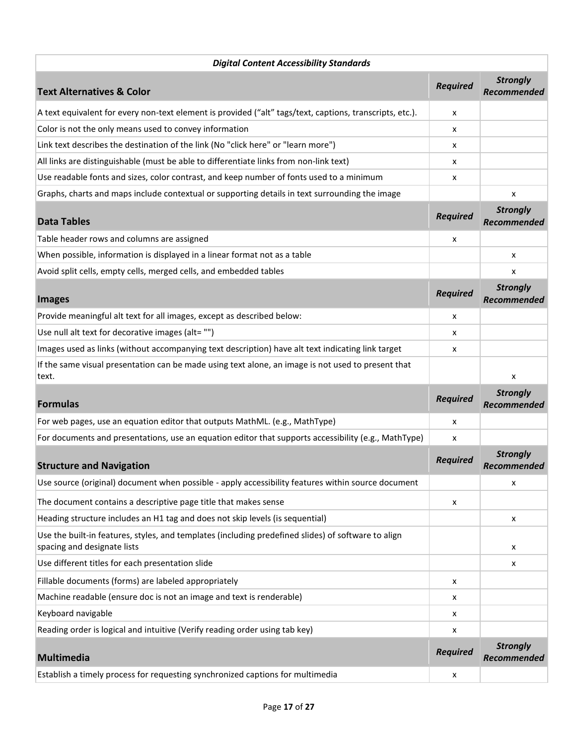| *Digital Content Accessibility Standards* | | |
|---|---|---|
| **Text Alternatives & Color** | ***Required*** | ***Strongly Recommended*** |
| A text equivalent for every non-text element is provided ("alt" tags/text, captions, transcripts, etc.). | x | |
| Color is not the only means used to convey information | x | |
| Link text describes the destination of the link (No "click here" or "learn more") | x | |
| All links are distinguishable (must be able to differentiate links from non-link text) | x | |
| Use readable fonts and sizes, color contrast, and keep number of fonts used to a minimum | x | |
| Graphs, charts and maps include contextual or supporting details in text surrounding the image | | x |
| **Data Tables** | ***Required*** | ***Strongly Recommended*** |
| Table header rows and columns are assigned | x | |
| When possible, information is displayed in a linear format not as a table | | x |
| Avoid split cells, empty cells, merged cells, and embedded tables | | x |
| **Images** | ***Required*** | ***Strongly Recommended*** |
| Provide meaningful alt text for all images, except as described below: | x | |
| Use null alt text for decorative images (alt= "") | x | |
| Images used as links (without accompanying text description) have alt text indicating link target | x | |
| If the same visual presentation can be made using text alone, an image is not used to present that text. | | x |
| **Formulas** | ***Required*** | ***Strongly Recommended*** |
| For web pages, use an equation editor that outputs MathML. (e.g., MathType) | x | |
| For documents and presentations, use an equation editor that supports accessibility (e.g., MathType) | x | |
| **Structure and Navigation** | ***Required*** | ***Strongly Recommended*** |
| Use source (original) document when possible - apply accessibility features within source document | | x |
| The document contains a descriptive page title that makes sense | x | |
| Heading structure includes an H1 tag and does not skip levels (is sequential) | | x |
| Use the built-in features, styles, and templates (including predefined slides) of software to align spacing and designate lists | | x |
| Use different titles for each presentation slide | | x |
| Fillable documents (forms) are labeled appropriately | x | |
| Machine readable (ensure doc is not an image and text is renderable) | x | |
| Keyboard navigable | x | |
| Reading order is logical and intuitive (Verify reading order using tab key) | x | |
| **Multimedia** | ***Required*** | ***Strongly Recommended*** |
| Establish a timely process for requesting synchronized captions for multimedia | x | |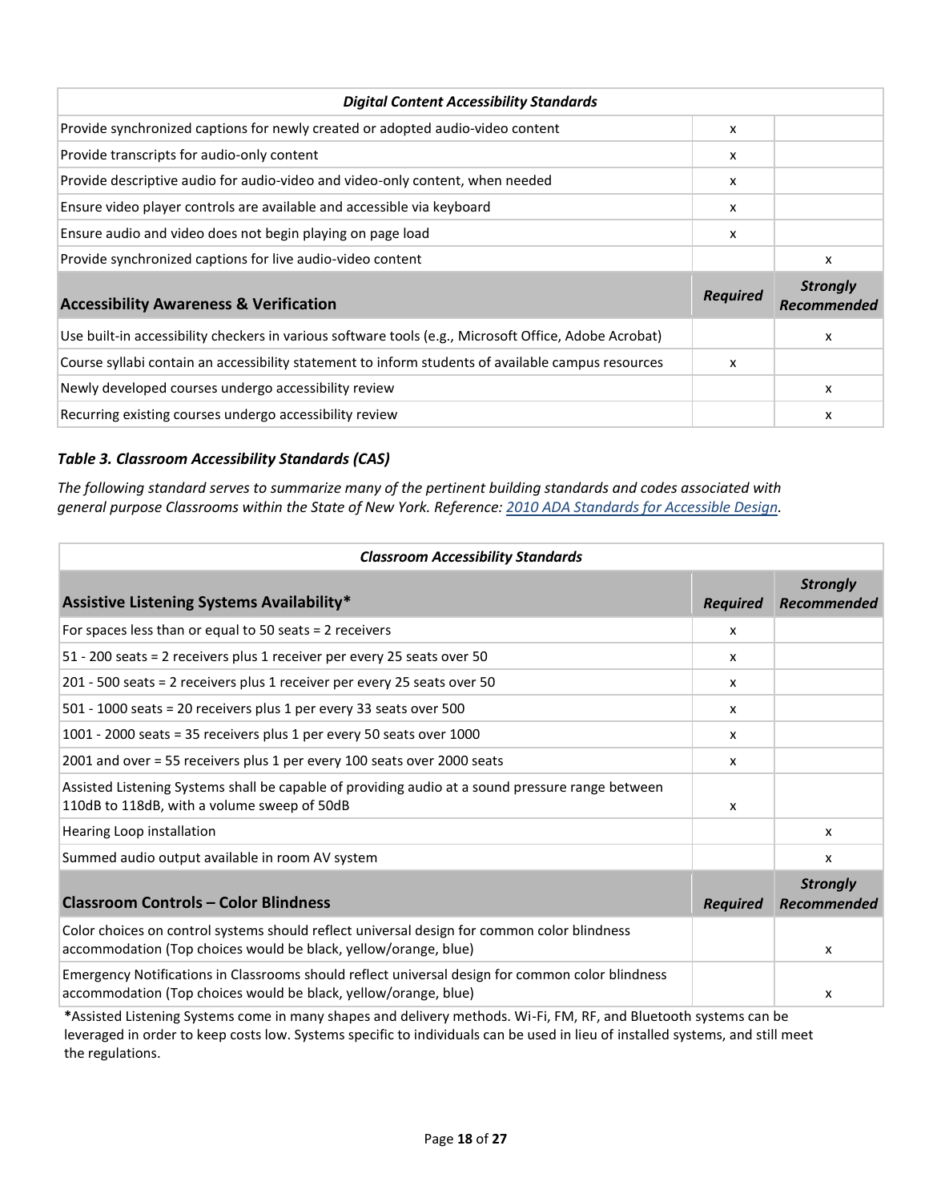| *Digital Content Accessibility Standards* | | |
|---|---|---|
| Provide synchronized captions for newly created or adopted audio-video content | x | |
| Provide transcripts for audio-only content | x | |
| Provide descriptive audio for audio-video and video-only content, when needed | x | |
| Ensure video player controls are available and accessible via keyboard | x | |
| Ensure audio and video does not begin playing on page load | x | |
| Provide synchronized captions for live audio-video content | | x |
| **Accessibility Awareness & Verification** | ***Required*** | ***Strongly Recommended*** |
| Use built-in accessibility checkers in various software tools (e.g., Microsoft Office, Adobe Acrobat) | | x |
| Course syllabi contain an accessibility statement to inform students of available campus resources | x | |
| Newly developed courses undergo accessibility review | | x |
| Recurring existing courses undergo accessibility review | | x |

### *Table 3. Classroom Accessibility Standards (CAS)*

*The following standard serves to summarize many of the pertinent building standards and codes associated with general purpose Classrooms within the State of New York. Reference: [2010 ADA Standards for Accessible Design](#).*

| *Classroom Accessibility Standards* | | |
|---|---|---|
| **Assistive Listening Systems Availability*** | ***Required*** | ***Strongly Recommended*** |
| For spaces less than or equal to 50 seats = 2 receivers | x | |
| 51 - 200 seats = 2 receivers plus 1 receiver per every 25 seats over 50 | x | |
| 201 - 500 seats = 2 receivers plus 1 receiver per every 25 seats over 50 | x | |
| 501 - 1000 seats = 20 receivers plus 1 per every 33 seats over 500 | x | |
| 1001 - 2000 seats = 35 receivers plus 1 per every 50 seats over 1000 | x | |
| 2001 and over = 55 receivers plus 1 per every 100 seats over 2000 seats | x | |
| Assisted Listening Systems shall be capable of providing audio at a sound pressure range between 110dB to 118dB, with a volume sweep of 50dB | x | |
| Hearing Loop installation | | x |
| Summed audio output available in room AV system | | x |
| **Classroom Controls – Color Blindness** | ***Required*** | ***Strongly Recommended*** |
| Color choices on control systems should reflect universal design for common color blindness accommodation (Top choices would be black, yellow/orange, blue) | | x |
| Emergency Notifications in Classrooms should reflect universal design for common color blindness accommodation (Top choices would be black, yellow/orange, blue) | | x |

***Assisted Listening Systems come in many shapes and delivery methods. Wi-Fi, FM, RF, and Bluetooth systems can be leveraged in order to keep costs low. Systems specific to individuals can be used in lieu of installed systems, and still meet the regulations.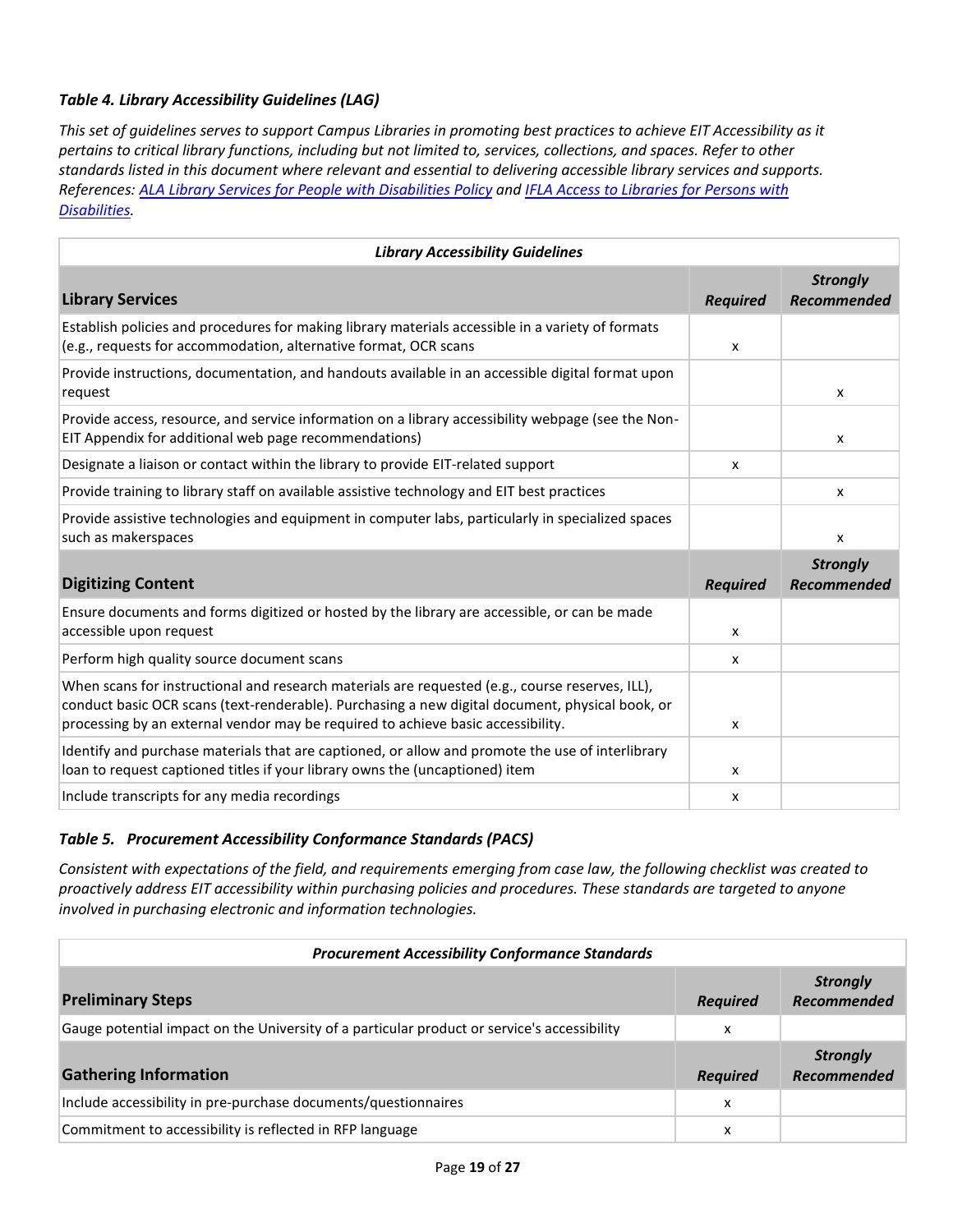*Table 4. Library Accessibility Guidelines (LAG)*

*This set of guidelines serves to support Campus Libraries in promoting best practices to achieve EIT Accessibility as it pertains to critical library functions, including but not limited to, services, collections, and spaces. Refer to other standards listed in this document where relevant and essential to delivering accessible library services and supports. References: ALA Library Services for People with Disabilities Policy and IFLA Access to Libraries for Persons with Disabilities.*

| ***Library Accessibility Guidelines*** | | |
|---|---|---|
| **Library Services** | ***Required*** | ***Strongly Recommended*** |
| Establish policies and procedures for making library materials accessible in a variety of formats (e.g., requests for accommodation, alternative format, OCR scans | x | |
| Provide instructions, documentation, and handouts available in an accessible digital format upon request | | x |
| Provide access, resource, and service information on a library accessibility webpage (see the Non-EIT Appendix for additional web page recommendations) | | x |
| Designate a liaison or contact within the library to provide EIT-related support | x | |
| Provide training to library staff on available assistive technology and EIT best practices | | x |
| Provide assistive technologies and equipment in computer labs, particularly in specialized spaces such as makerspaces | | x |
| **Digitizing Content** | ***Required*** | ***Strongly Recommended*** |
| Ensure documents and forms digitized or hosted by the library are accessible, or can be made accessible upon request | x | |
| Perform high quality source document scans | x | |
| When scans for instructional and research materials are requested (e.g., course reserves, ILL), conduct basic OCR scans (text-renderable). Purchasing a new digital document, physical book, or processing by an external vendor may be required to achieve basic accessibility. | x | |
| Identify and purchase materials that are captioned, or allow and promote the use of interlibrary loan to request captioned titles if your library owns the (uncaptioned) item | x | |
| Include transcripts for any media recordings | x | |

*Table 5. Procurement Accessibility Conformance Standards (PACS)*

*Consistent with expectations of the field, and requirements emerging from case law, the following checklist was created to proactively address EIT accessibility within purchasing policies and procedures. These standards are targeted to anyone involved in purchasing electronic and information technologies.*

| ***Procurement Accessibility Conformance Standards*** | | |
|---|---|---|
| **Preliminary Steps** | ***Required*** | ***Strongly Recommended*** |
| Gauge potential impact on the University of a particular product or service's accessibility | x | |
| **Gathering Information** | ***Required*** | ***Strongly Recommended*** |
| Include accessibility in pre-purchase documents/questionnaires | x | |
| Commitment to accessibility is reflected in RFP language | x | |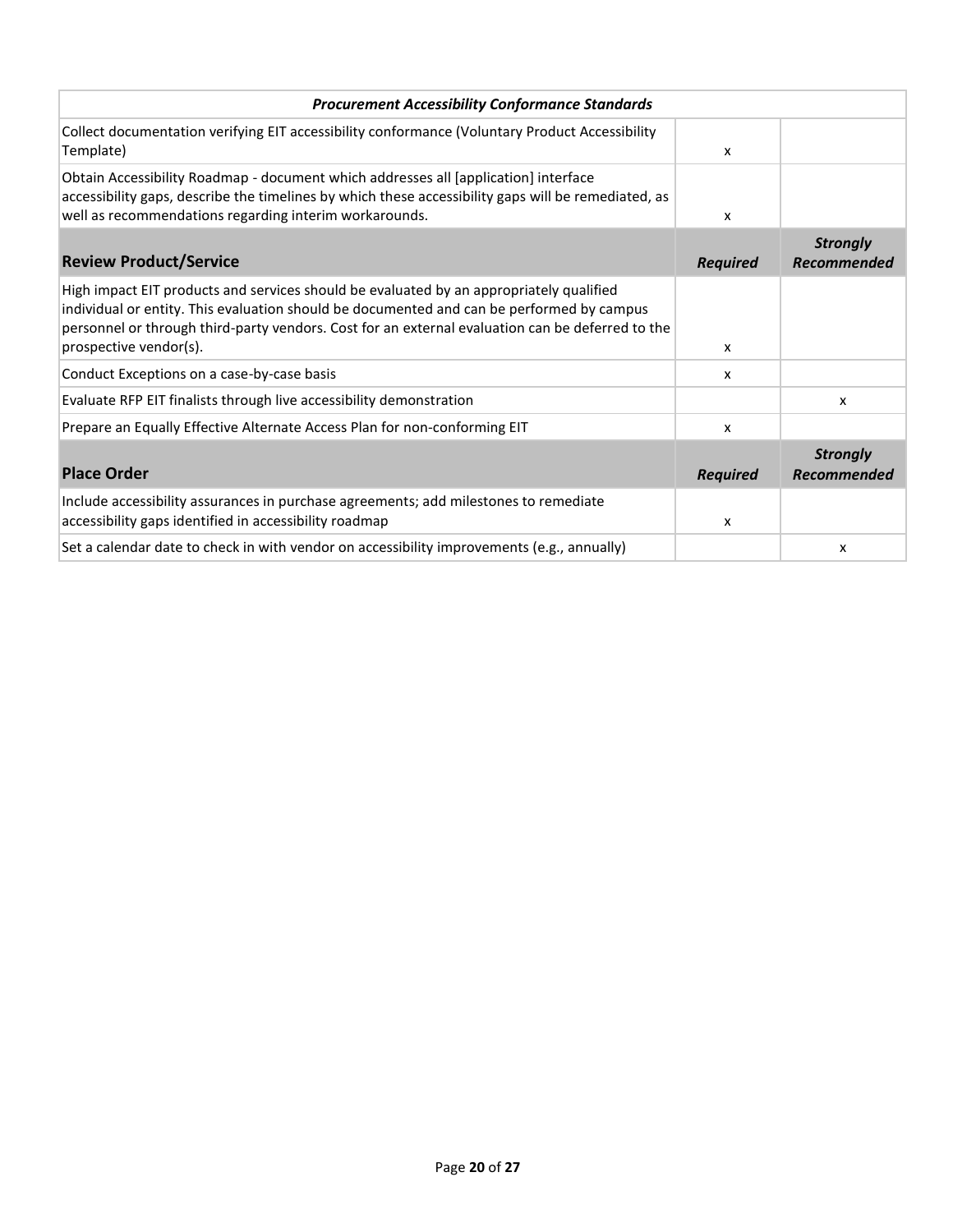| ***Procurement Accessibility Conformance Standards*** | | |
|---|---|---|
| Collect documentation verifying EIT accessibility conformance (Voluntary Product Accessibility Template) | x | |
| Obtain Accessibility Roadmap - document which addresses all [application] interface accessibility gaps, describe the timelines by which these accessibility gaps will be remediated, as well as recommendations regarding interim workarounds. | x | |
| **Review Product/Service** | ***Required*** | ***Strongly Recommended*** |
| High impact EIT products and services should be evaluated by an appropriately qualified individual or entity. This evaluation should be documented and can be performed by campus personnel or through third-party vendors. Cost for an external evaluation can be deferred to the prospective vendor(s). | x | |
| Conduct Exceptions on a case-by-case basis | x | |
| Evaluate RFP EIT finalists through live accessibility demonstration | | x |
| Prepare an Equally Effective Alternate Access Plan for non-conforming EIT | x | |
| **Place Order** | ***Required*** | ***Strongly Recommended*** |
| Include accessibility assurances in purchase agreements; add milestones to remediate accessibility gaps identified in accessibility roadmap | x | |
| Set a calendar date to check in with vendor on accessibility improvements (e.g., annually) | | x |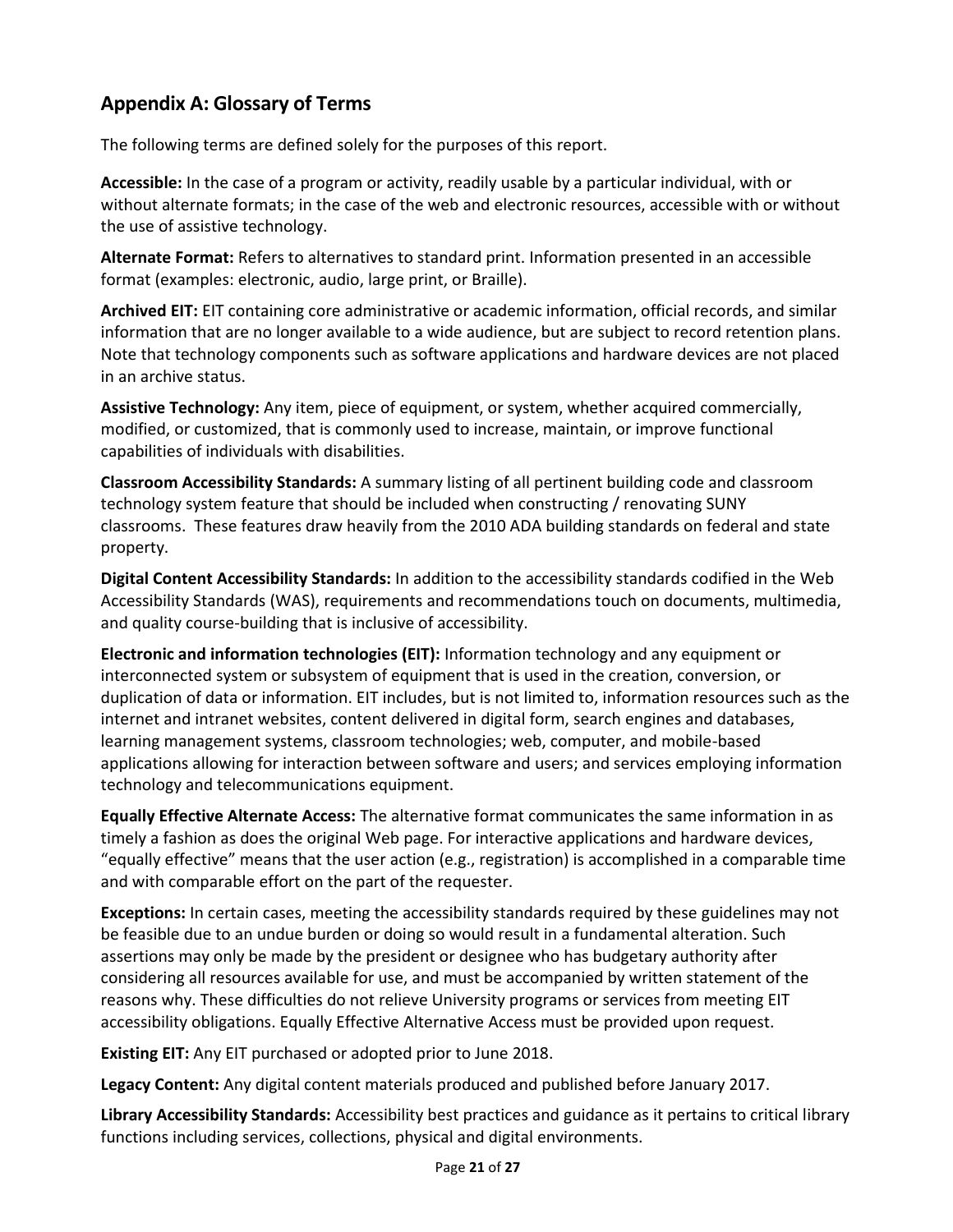## Appendix A: Glossary of Terms

The following terms are defined solely for the purposes of this report.

**Accessible:** In the case of a program or activity, readily usable by a particular individual, with or without alternate formats; in the case of the web and electronic resources, accessible with or without the use of assistive technology.

**Alternate Format:** Refers to alternatives to standard print. Information presented in an accessible format (examples: electronic, audio, large print, or Braille).

**Archived EIT:** EIT containing core administrative or academic information, official records, and similar information that are no longer available to a wide audience, but are subject to record retention plans. Note that technology components such as software applications and hardware devices are not placed in an archive status.

**Assistive Technology:** Any item, piece of equipment, or system, whether acquired commercially, modified, or customized, that is commonly used to increase, maintain, or improve functional capabilities of individuals with disabilities.

**Classroom Accessibility Standards:** A summary listing of all pertinent building code and classroom technology system feature that should be included when constructing / renovating SUNY classrooms. These features draw heavily from the 2010 ADA building standards on federal and state property.

**Digital Content Accessibility Standards:** In addition to the accessibility standards codified in the Web Accessibility Standards (WAS), requirements and recommendations touch on documents, multimedia, and quality course-building that is inclusive of accessibility.

**Electronic and information technologies (EIT):** Information technology and any equipment or interconnected system or subsystem of equipment that is used in the creation, conversion, or duplication of data or information. EIT includes, but is not limited to, information resources such as the internet and intranet websites, content delivered in digital form, search engines and databases, learning management systems, classroom technologies; web, computer, and mobile-based applications allowing for interaction between software and users; and services employing information technology and telecommunications equipment.

**Equally Effective Alternate Access:** The alternative format communicates the same information in as timely a fashion as does the original Web page. For interactive applications and hardware devices, "equally effective" means that the user action (e.g., registration) is accomplished in a comparable time and with comparable effort on the part of the requester.

**Exceptions:** In certain cases, meeting the accessibility standards required by these guidelines may not be feasible due to an undue burden or doing so would result in a fundamental alteration. Such assertions may only be made by the president or designee who has budgetary authority after considering all resources available for use, and must be accompanied by written statement of the reasons why. These difficulties do not relieve University programs or services from meeting EIT accessibility obligations. Equally Effective Alternative Access must be provided upon request.

**Existing EIT:** Any EIT purchased or adopted prior to June 2018.

**Legacy Content:** Any digital content materials produced and published before January 2017.

**Library Accessibility Standards:** Accessibility best practices and guidance as it pertains to critical library functions including services, collections, physical and digital environments.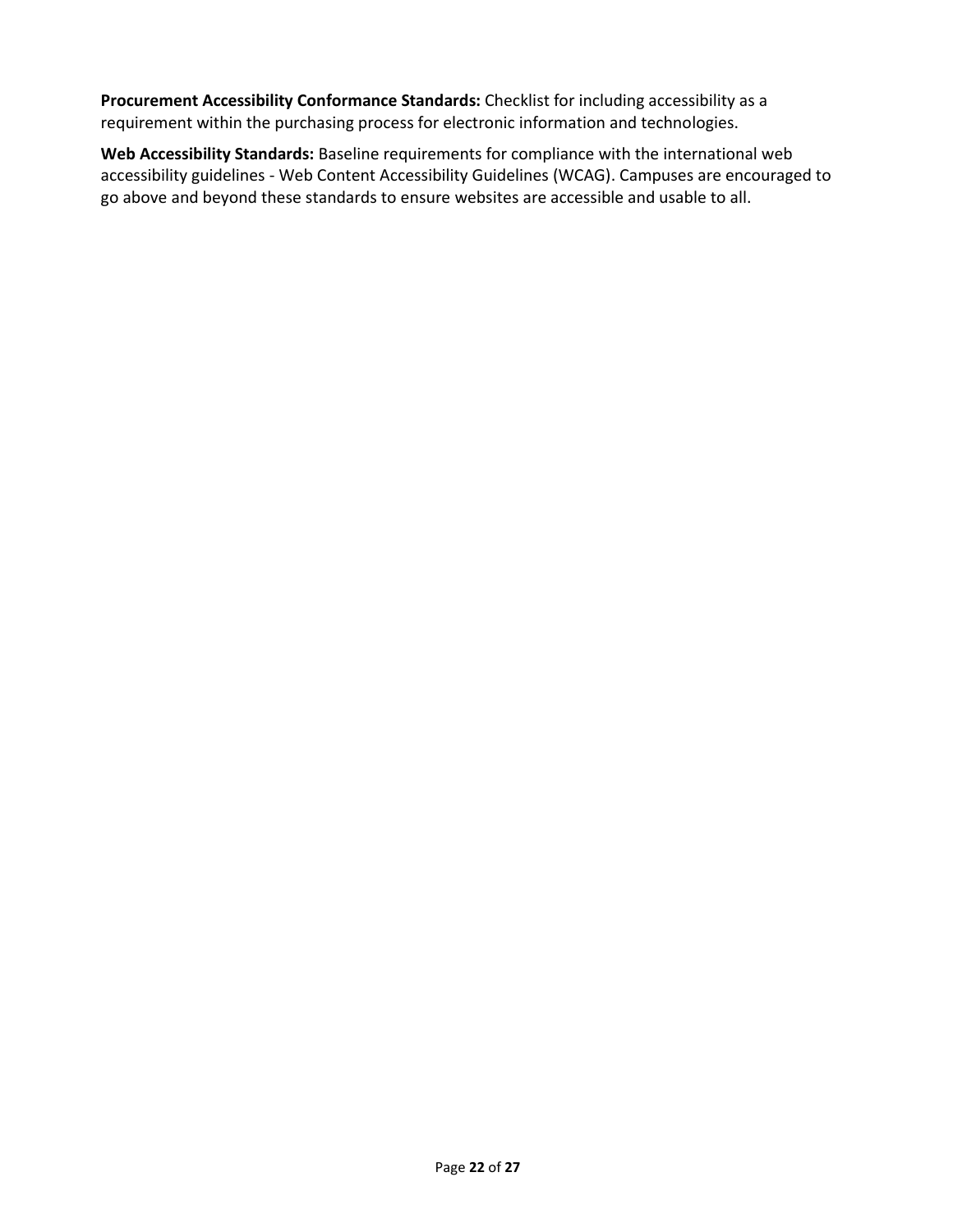**Procurement Accessibility Conformance Standards:** Checklist for including accessibility as a requirement within the purchasing process for electronic information and technologies.

**Web Accessibility Standards:** Baseline requirements for compliance with the international web accessibility guidelines - Web Content Accessibility Guidelines (WCAG). Campuses are encouraged to go above and beyond these standards to ensure websites are accessible and usable to all.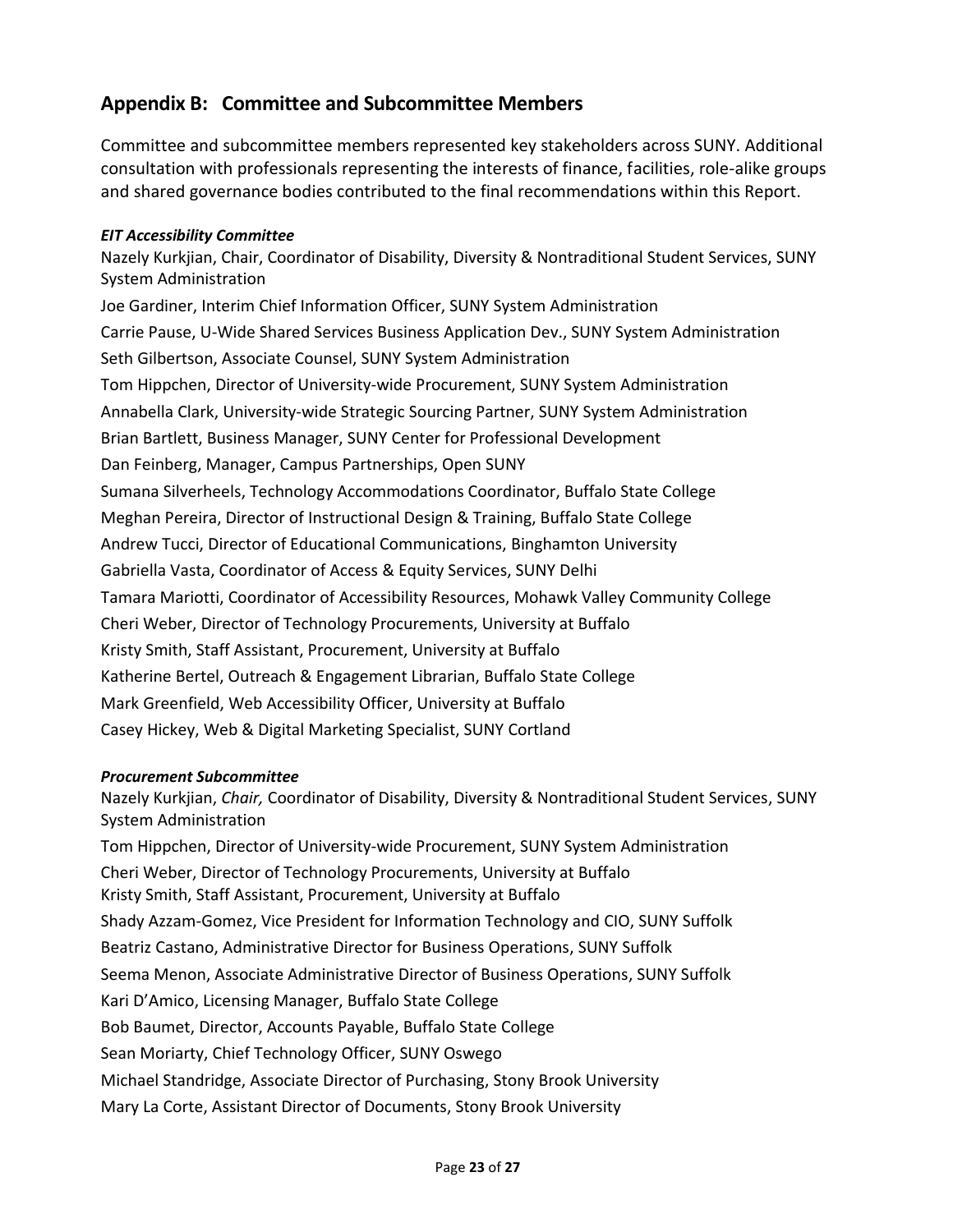## Appendix B: Committee and Subcommittee Members

Committee and subcommittee members represented key stakeholders across SUNY. Additional consultation with professionals representing the interests of finance, facilities, role-alike groups and shared governance bodies contributed to the final recommendations within this Report.

***EIT Accessibility Committee***

Nazely Kurkjian, Chair, Coordinator of Disability, Diversity & Nontraditional Student Services, SUNY System Administration

Joe Gardiner, Interim Chief Information Officer, SUNY System Administration

Carrie Pause, U-Wide Shared Services Business Application Dev., SUNY System Administration

Seth Gilbertson, Associate Counsel, SUNY System Administration

Tom Hippchen, Director of University-wide Procurement, SUNY System Administration

Annabella Clark, University-wide Strategic Sourcing Partner, SUNY System Administration

Brian Bartlett, Business Manager, SUNY Center for Professional Development

Dan Feinberg, Manager, Campus Partnerships, Open SUNY

Sumana Silverheels, Technology Accommodations Coordinator, Buffalo State College

Meghan Pereira, Director of Instructional Design & Training, Buffalo State College

Andrew Tucci, Director of Educational Communications, Binghamton University

Gabriella Vasta, Coordinator of Access & Equity Services, SUNY Delhi

Tamara Mariotti, Coordinator of Accessibility Resources, Mohawk Valley Community College

Cheri Weber, Director of Technology Procurements, University at Buffalo

Kristy Smith, Staff Assistant, Procurement, University at Buffalo

Katherine Bertel, Outreach & Engagement Librarian, Buffalo State College

Mark Greenfield, Web Accessibility Officer, University at Buffalo

Casey Hickey, Web & Digital Marketing Specialist, SUNY Cortland

***Procurement Subcommittee***

Nazely Kurkjian, *Chair,* Coordinator of Disability, Diversity & Nontraditional Student Services, SUNY System Administration

Tom Hippchen, Director of University-wide Procurement, SUNY System Administration

Cheri Weber, Director of Technology Procurements, University at Buffalo

Kristy Smith, Staff Assistant, Procurement, University at Buffalo

Shady Azzam-Gomez, Vice President for Information Technology and CIO, SUNY Suffolk

Beatriz Castano, Administrative Director for Business Operations, SUNY Suffolk

Seema Menon, Associate Administrative Director of Business Operations, SUNY Suffolk

Kari D'Amico, Licensing Manager, Buffalo State College

Bob Baumet, Director, Accounts Payable, Buffalo State College

Sean Moriarty, Chief Technology Officer, SUNY Oswego

Michael Standridge, Associate Director of Purchasing, Stony Brook University

Mary La Corte, Assistant Director of Documents, Stony Brook University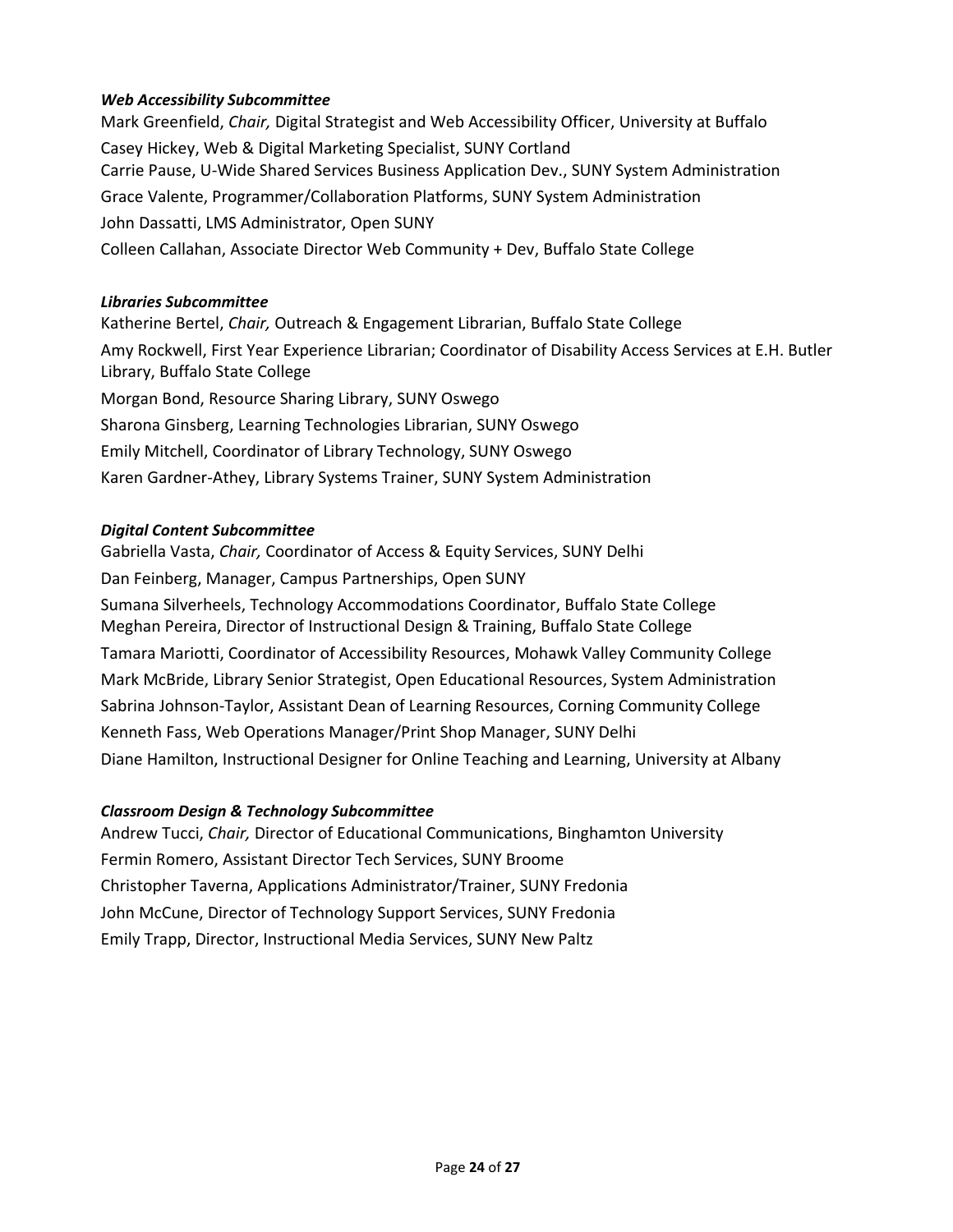***Web Accessibility Subcommittee***

Mark Greenfield, *Chair,* Digital Strategist and Web Accessibility Officer, University at Buffalo

Casey Hickey, Web & Digital Marketing Specialist, SUNY Cortland

Carrie Pause, U-Wide Shared Services Business Application Dev., SUNY System Administration

Grace Valente, Programmer/Collaboration Platforms, SUNY System Administration

John Dassatti, LMS Administrator, Open SUNY

Colleen Callahan, Associate Director Web Community + Dev, Buffalo State College

***Libraries Subcommittee***

Katherine Bertel, *Chair,* Outreach & Engagement Librarian, Buffalo State College

Amy Rockwell, First Year Experience Librarian; Coordinator of Disability Access Services at E.H. Butler Library, Buffalo State College

Morgan Bond, Resource Sharing Library, SUNY Oswego

Sharona Ginsberg, Learning Technologies Librarian, SUNY Oswego

Emily Mitchell, Coordinator of Library Technology, SUNY Oswego

Karen Gardner-Athey, Library Systems Trainer, SUNY System Administration

***Digital Content Subcommittee***

Gabriella Vasta, *Chair,* Coordinator of Access & Equity Services, SUNY Delhi

Dan Feinberg, Manager, Campus Partnerships, Open SUNY

Sumana Silverheels, Technology Accommodations Coordinator, Buffalo State College

Meghan Pereira, Director of Instructional Design & Training, Buffalo State College

Tamara Mariotti, Coordinator of Accessibility Resources, Mohawk Valley Community College

Mark McBride, Library Senior Strategist, Open Educational Resources, System Administration

Sabrina Johnson-Taylor, Assistant Dean of Learning Resources, Corning Community College

Kenneth Fass, Web Operations Manager/Print Shop Manager, SUNY Delhi

Diane Hamilton, Instructional Designer for Online Teaching and Learning, University at Albany

***Classroom Design & Technology Subcommittee***

Andrew Tucci, *Chair,* Director of Educational Communications, Binghamton University

Fermin Romero, Assistant Director Tech Services, SUNY Broome

Christopher Taverna, Applications Administrator/Trainer, SUNY Fredonia

John McCune, Director of Technology Support Services, SUNY Fredonia

Emily Trapp, Director, Instructional Media Services, SUNY New Paltz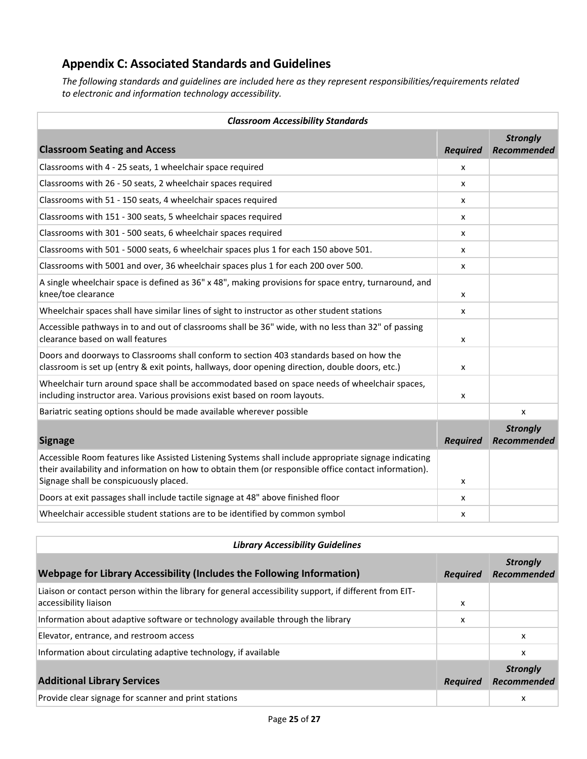## Appendix C: Associated Standards and Guidelines

*The following standards and guidelines are included here as they represent responsibilities/requirements related to electronic and information technology accessibility.*

| ***Classroom Accessibility Standards*** | | |
|---|---|---|
| **Classroom Seating and Access** | ***Required*** | ***Strongly Recommended*** |
| Classrooms with 4 - 25 seats, 1 wheelchair space required | x | |
| Classrooms with 26 - 50 seats, 2 wheelchair spaces required | x | |
| Classrooms with 51 - 150 seats, 4 wheelchair spaces required | x | |
| Classrooms with 151 - 300 seats, 5 wheelchair spaces required | x | |
| Classrooms with 301 - 500 seats, 6 wheelchair spaces required | x | |
| Classrooms with 501 - 5000 seats, 6 wheelchair spaces plus 1 for each 150 above 501. | x | |
| Classrooms with 5001 and over, 36 wheelchair spaces plus 1 for each 200 over 500. | x | |
| A single wheelchair space is defined as 36" x 48", making provisions for space entry, turnaround, and knee/toe clearance | x | |
| Wheelchair spaces shall have similar lines of sight to instructor as other student stations | x | |
| Accessible pathways in to and out of classrooms shall be 36" wide, with no less than 32" of passing clearance based on wall features | x | |
| Doors and doorways to Classrooms shall conform to section 403 standards based on how the classroom is set up (entry & exit points, hallways, door opening direction, double doors, etc.) | x | |
| Wheelchair turn around space shall be accommodated based on space needs of wheelchair spaces, including instructor area. Various provisions exist based on room layouts. | x | |
| Bariatric seating options should be made available wherever possible | | x |
| **Signage** | ***Required*** | ***Strongly Recommended*** |
| Accessible Room features like Assisted Listening Systems shall include appropriate signage indicating their availability and information on how to obtain them (or responsible office contact information). Signage shall be conspicuously placed. | x | |
| Doors at exit passages shall include tactile signage at 48" above finished floor | x | |
| Wheelchair accessible student stations are to be identified by common symbol | x | |

| ***Library Accessibility Guidelines*** | | |
|---|---|---|
| **Webpage for Library Accessibility (Includes the Following Information)** | ***Required*** | ***Strongly Recommended*** |
| Liaison or contact person within the library for general accessibility support, if different from EIT-accessibility liaison | x | |
| Information about adaptive software or technology available through the library | x | |
| Elevator, entrance, and restroom access | | x |
| Information about circulating adaptive technology, if available | | x |
| **Additional Library Services** | ***Required*** | ***Strongly Recommended*** |
| Provide clear signage for scanner and print stations | | x |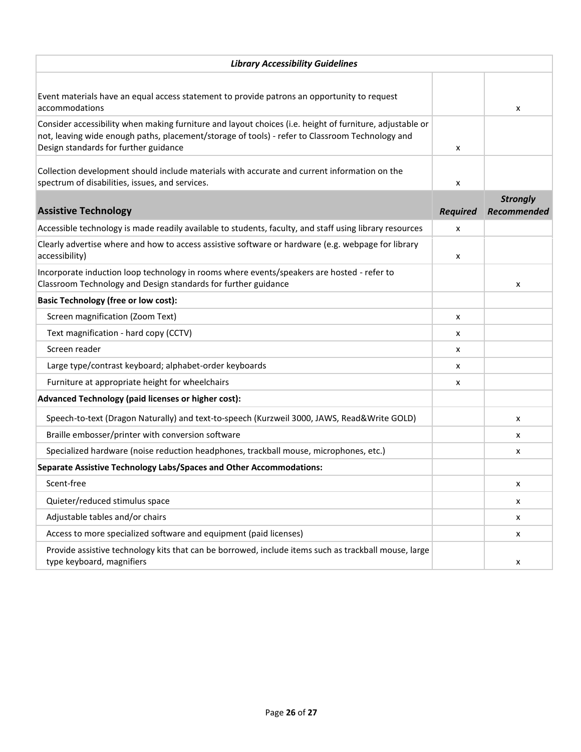| *Library Accessibility Guidelines* | | |
|---|---|---|
| Event materials have an equal access statement to provide patrons an opportunity to request accommodations | | x |
| Consider accessibility when making furniture and layout choices (i.e. height of furniture, adjustable or not, leaving wide enough paths, placement/storage of tools) - refer to Classroom Technology and Design standards for further guidance | x | |
| Collection development should include materials with accurate and current information on the spectrum of disabilities, issues, and services. | x | |
| **Assistive Technology** | ***Required*** | ***Strongly Recommended*** |
| Accessible technology is made readily available to students, faculty, and staff using library resources | x | |
| Clearly advertise where and how to access assistive software or hardware (e.g. webpage for library accessibility) | x | |
| Incorporate induction loop technology in rooms where events/speakers are hosted - refer to Classroom Technology and Design standards for further guidance | | x |
| **Basic Technology (free or low cost):** | | |
| Screen magnification (Zoom Text) | x | |
| Text magnification - hard copy (CCTV) | x | |
| Screen reader | x | |
| Large type/contrast keyboard; alphabet-order keyboards | x | |
| Furniture at appropriate height for wheelchairs | x | |
| **Advanced Technology (paid licenses or higher cost):** | | |
| Speech-to-text (Dragon Naturally) and text-to-speech (Kurzweil 3000, JAWS, Read&Write GOLD) | | x |
| Braille embosser/printer with conversion software | | x |
| Specialized hardware (noise reduction headphones, trackball mouse, microphones, etc.) | | x |
| **Separate Assistive Technology Labs/Spaces and Other Accommodations:** | | |
| Scent-free | | x |
| Quieter/reduced stimulus space | | x |
| Adjustable tables and/or chairs | | x |
| Access to more specialized software and equipment (paid licenses) | | x |
| Provide assistive technology kits that can be borrowed, include items such as trackball mouse, large type keyboard, magnifiers | | x |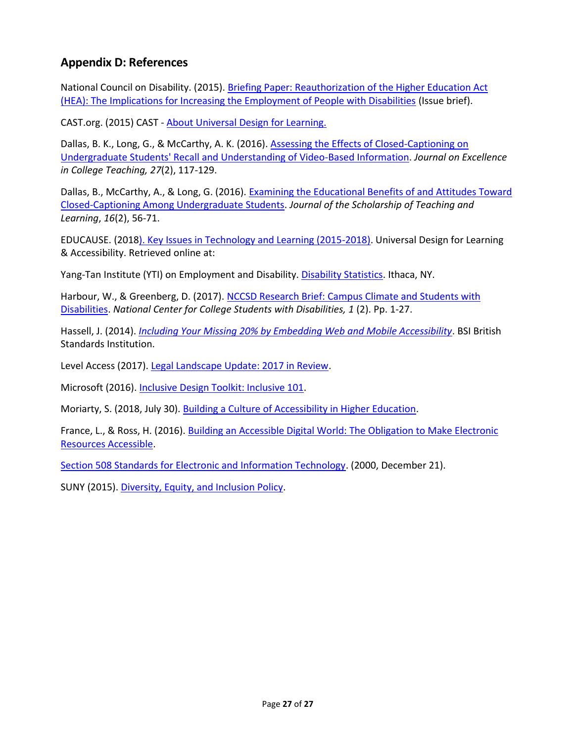## Appendix D: References

National Council on Disability. (2015). Briefing Paper: Reauthorization of the Higher Education Act (HEA): The Implications for Increasing the Employment of People with Disabilities (Issue brief).

CAST.org. (2015) CAST - About Universal Design for Learning.

Dallas, B. K., Long, G., & McCarthy, A. K. (2016). Assessing the Effects of Closed-Captioning on Undergraduate Students' Recall and Understanding of Video-Based Information. *Journal on Excellence in College Teaching, 27*(2), 117-129.

Dallas, B., McCarthy, A., & Long, G. (2016). Examining the Educational Benefits of and Attitudes Toward Closed-Captioning Among Undergraduate Students. *Journal of the Scholarship of Teaching and Learning*, *16*(2), 56-71.

EDUCAUSE. (2018). Key Issues in Technology and Learning (2015-2018). Universal Design for Learning & Accessibility. Retrieved online at:

Yang-Tan Institute (YTI) on Employment and Disability. Disability Statistics. Ithaca, NY.

Harbour, W., & Greenberg, D. (2017). NCCSD Research Brief: Campus Climate and Students with Disabilities. *National Center for College Students with Disabilities, 1* (2). Pp. 1-27.

Hassell, J. (2014). *Including Your Missing 20% by Embedding Web and Mobile Accessibility*. BSI British Standards Institution.

Level Access (2017). Legal Landscape Update: 2017 in Review.

Microsoft (2016). Inclusive Design Toolkit: Inclusive 101.

Moriarty, S. (2018, July 30). Building a Culture of Accessibility in Higher Education.

France, L., & Ross, H. (2016). Building an Accessible Digital World: The Obligation to Make Electronic Resources Accessible.

Section 508 Standards for Electronic and Information Technology. (2000, December 21).

SUNY (2015). Diversity, Equity, and Inclusion Policy.